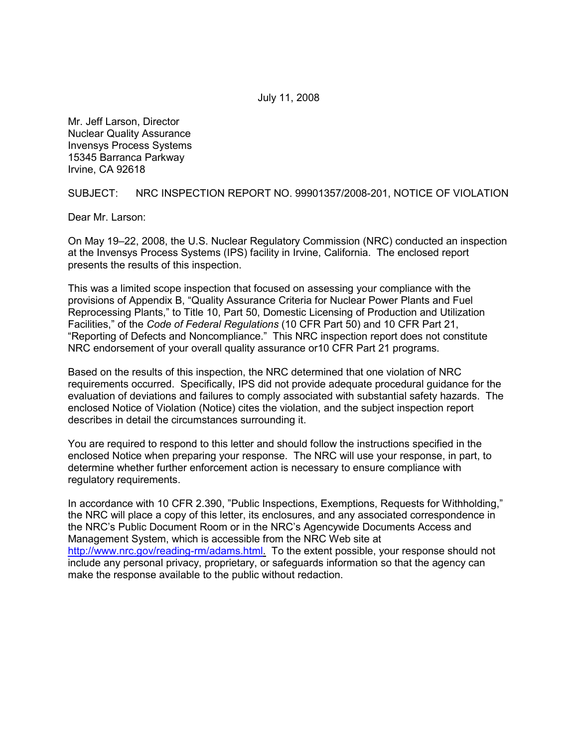July 11, 2008

Mr. Jeff Larson, Director
Nuclear Quality Assurance
Invensys Process Systems
15345 Barranca Parkway
Irvine, CA 92618

SUBJECT: NRC INSPECTION REPORT NO. 99901357/2008-201, NOTICE OF VIOLATION

Dear Mr. Larson:

On May 19–22, 2008, the U.S. Nuclear Regulatory Commission (NRC) conducted an inspection at the Invensys Process Systems (IPS) facility in Irvine, California. The enclosed report presents the results of this inspection.

This was a limited scope inspection that focused on assessing your compliance with the provisions of Appendix B, "Quality Assurance Criteria for Nuclear Power Plants and Fuel Reprocessing Plants," to Title 10, Part 50, Domestic Licensing of Production and Utilization Facilities," of the *Code of Federal Regulations* (10 CFR Part 50) and 10 CFR Part 21, "Reporting of Defects and Noncompliance." This NRC inspection report does not constitute NRC endorsement of your overall quality assurance or10 CFR Part 21 programs.

Based on the results of this inspection, the NRC determined that one violation of NRC requirements occurred. Specifically, IPS did not provide adequate procedural guidance for the evaluation of deviations and failures to comply associated with substantial safety hazards. The enclosed Notice of Violation (Notice) cites the violation, and the subject inspection report describes in detail the circumstances surrounding it.

You are required to respond to this letter and should follow the instructions specified in the enclosed Notice when preparing your response. The NRC will use your response, in part, to determine whether further enforcement action is necessary to ensure compliance with regulatory requirements.

In accordance with 10 CFR 2.390, "Public Inspections, Exemptions, Requests for Withholding," the NRC will place a copy of this letter, its enclosures, and any associated correspondence in the NRC's Public Document Room or in the NRC's Agencywide Documents Access and Management System, which is accessible from the NRC Web site at http://www.nrc.gov/reading-rm/adams.html. To the extent possible, your response should not include any personal privacy, proprietary, or safeguards information so that the agency can make the response available to the public without redaction.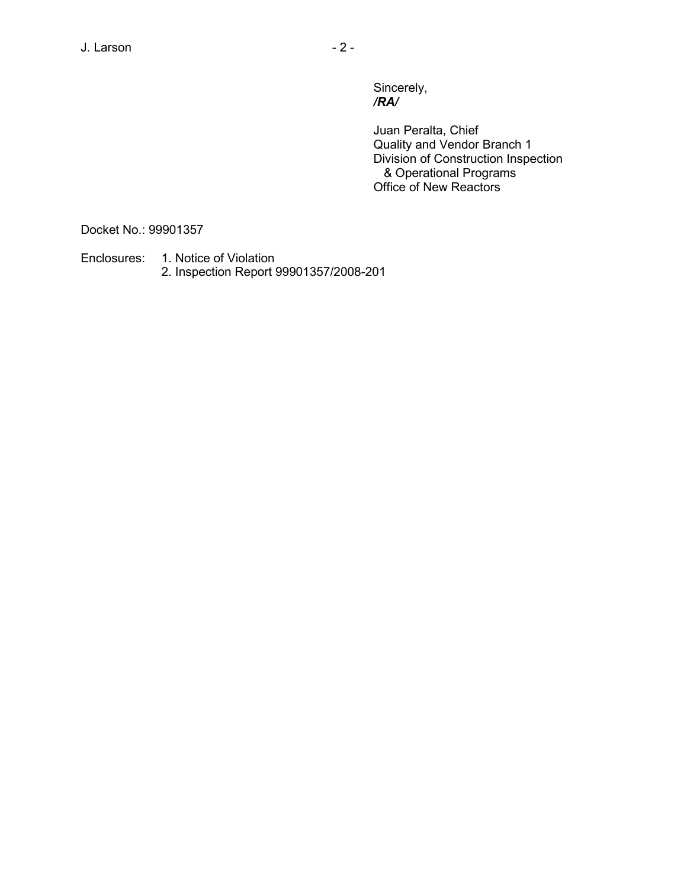Sincerely,
***/RA/***

Juan Peralta, Chief
Quality and Vendor Branch 1
Division of Construction Inspection
& Operational Programs
Office of New Reactors

Docket No.: 99901357

Enclosures: 1. Notice of Violation
2. Inspection Report 99901357/2008-201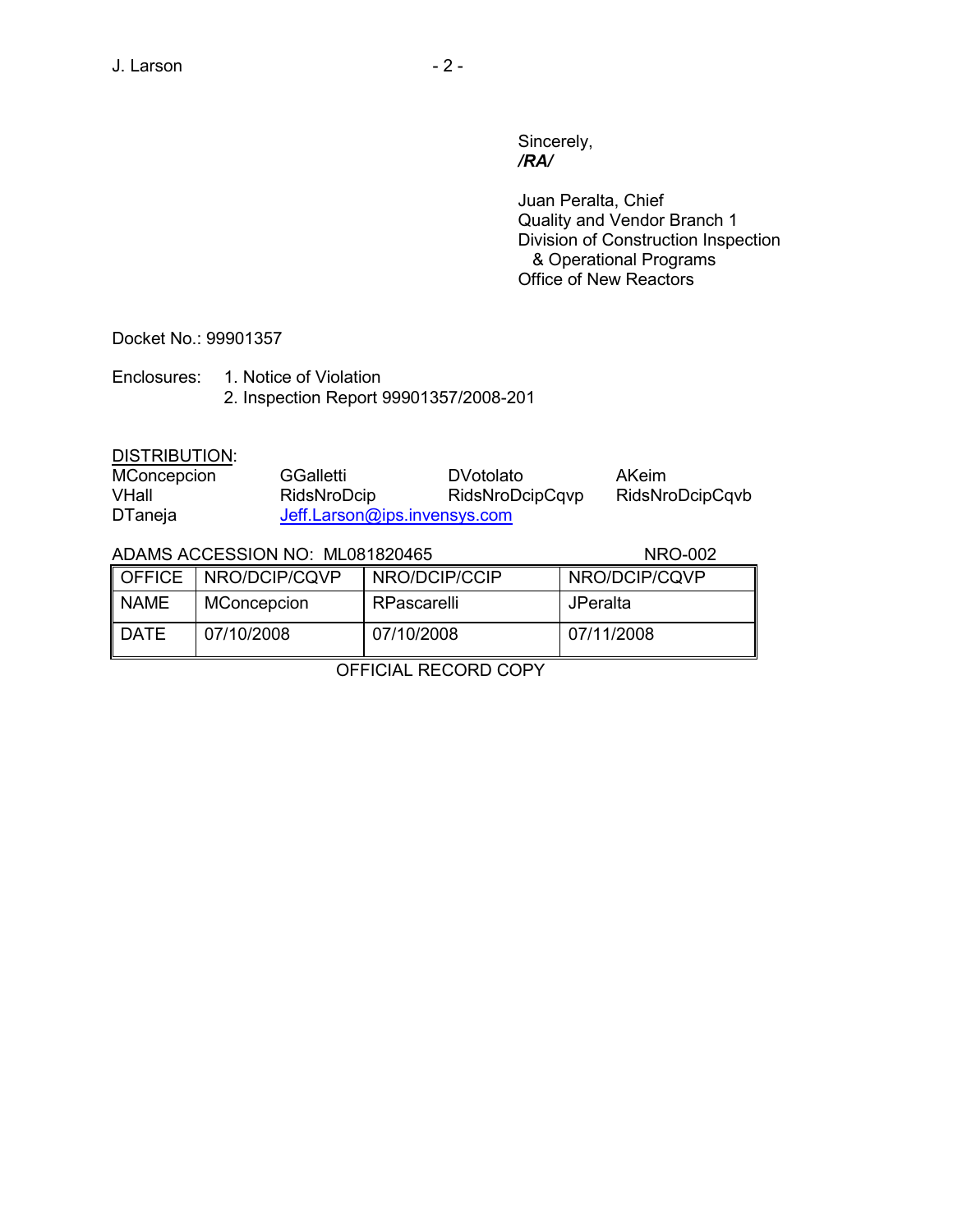Sincerely,
***/RA/***

Juan Peralta, Chief
Quality and Vendor Branch 1
Division of Construction Inspection
& Operational Programs
Office of New Reactors

Docket No.: 99901357

Enclosures: 1. Notice of Violation
2. Inspection Report 99901357/2008-201

DISTRIBUTION:

| | | | |
|---|---|---|---|
| MConcepcion | GGalletti | DVotolato | AKeim |
| VHall | RidsNroDcip | RidsNroDcipCqvp | RidsNroDcipCqvb |
| DTaneja | Jeff.Larson@ips.invensys.com | | |

ADAMS ACCESSION NO: ML081820465 NRO-002

| OFFICE | NRO/DCIP/CQVP | NRO/DCIP/CCIP | NRO/DCIP/CQVP |
|---|---|---|---|
| NAME | MConcepcion | RPascarelli | JPeralta |
| DATE | 07/10/2008 | 07/10/2008 | 07/11/2008 |

OFFICIAL RECORD COPY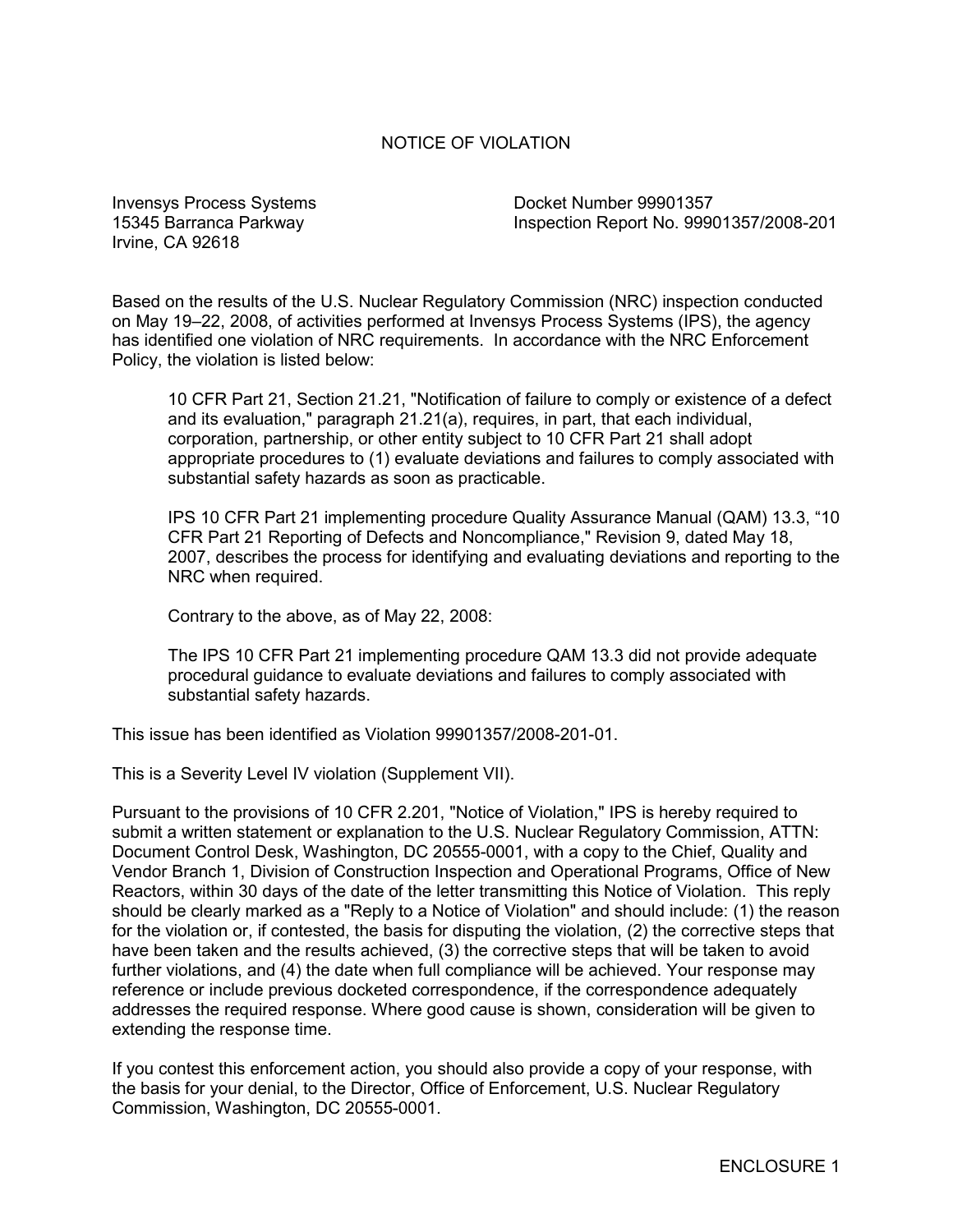# NOTICE OF VIOLATION

Invensys Process Systems
15345 Barranca Parkway
Irvine, CA 92618

Docket Number 99901357
Inspection Report No. 99901357/2008-201

Based on the results of the U.S. Nuclear Regulatory Commission (NRC) inspection conducted on May 19–22, 2008, of activities performed at Invensys Process Systems (IPS), the agency has identified one violation of NRC requirements. In accordance with the NRC Enforcement Policy, the violation is listed below:

> 10 CFR Part 21, Section 21.21, "Notification of failure to comply or existence of a defect and its evaluation," paragraph 21.21(a), requires, in part, that each individual, corporation, partnership, or other entity subject to 10 CFR Part 21 shall adopt appropriate procedures to (1) evaluate deviations and failures to comply associated with substantial safety hazards as soon as practicable.
>
> IPS 10 CFR Part 21 implementing procedure Quality Assurance Manual (QAM) 13.3, "10 CFR Part 21 Reporting of Defects and Noncompliance," Revision 9, dated May 18, 2007, describes the process for identifying and evaluating deviations and reporting to the NRC when required.
>
> Contrary to the above, as of May 22, 2008:
>
> The IPS 10 CFR Part 21 implementing procedure QAM 13.3 did not provide adequate procedural guidance to evaluate deviations and failures to comply associated with substantial safety hazards.

This issue has been identified as Violation 99901357/2008-201-01.

This is a Severity Level IV violation (Supplement VII).

Pursuant to the provisions of 10 CFR 2.201, "Notice of Violation," IPS is hereby required to submit a written statement or explanation to the U.S. Nuclear Regulatory Commission, ATTN: Document Control Desk, Washington, DC 20555-0001, with a copy to the Chief, Quality and Vendor Branch 1, Division of Construction Inspection and Operational Programs, Office of New Reactors, within 30 days of the date of the letter transmitting this Notice of Violation. This reply should be clearly marked as a "Reply to a Notice of Violation" and should include: (1) the reason for the violation or, if contested, the basis for disputing the violation, (2) the corrective steps that have been taken and the results achieved, (3) the corrective steps that will be taken to avoid further violations, and (4) the date when full compliance will be achieved. Your response may reference or include previous docketed correspondence, if the correspondence adequately addresses the required response. Where good cause is shown, consideration will be given to extending the response time.

If you contest this enforcement action, you should also provide a copy of your response, with the basis for your denial, to the Director, Office of Enforcement, U.S. Nuclear Regulatory Commission, Washington, DC 20555-0001.

ENCLOSURE 1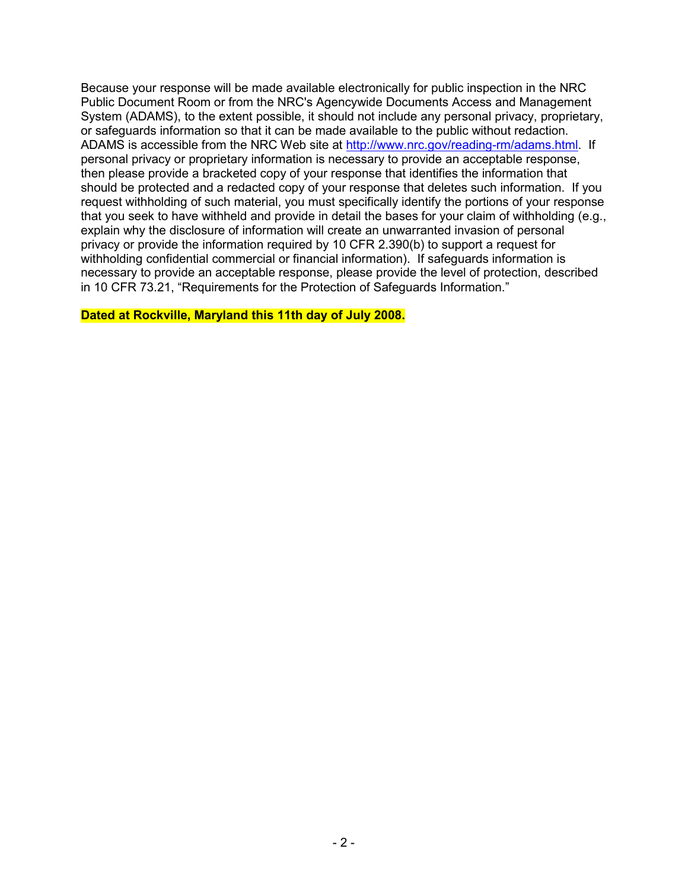Because your response will be made available electronically for public inspection in the NRC Public Document Room or from the NRC's Agencywide Documents Access and Management System (ADAMS), to the extent possible, it should not include any personal privacy, proprietary, or safeguards information so that it can be made available to the public without redaction. ADAMS is accessible from the NRC Web site at http://www.nrc.gov/reading-rm/adams.html. If personal privacy or proprietary information is necessary to provide an acceptable response, then please provide a bracketed copy of your response that identifies the information that should be protected and a redacted copy of your response that deletes such information. If you request withholding of such material, you must specifically identify the portions of your response that you seek to have withheld and provide in detail the bases for your claim of withholding (e.g., explain why the disclosure of information will create an unwarranted invasion of personal privacy or provide the information required by 10 CFR 2.390(b) to support a request for withholding confidential commercial or financial information). If safeguards information is necessary to provide an acceptable response, please provide the level of protection, described in 10 CFR 73.21, "Requirements for the Protection of Safeguards Information."

**Dated at Rockville, Maryland this 11th day of July 2008.**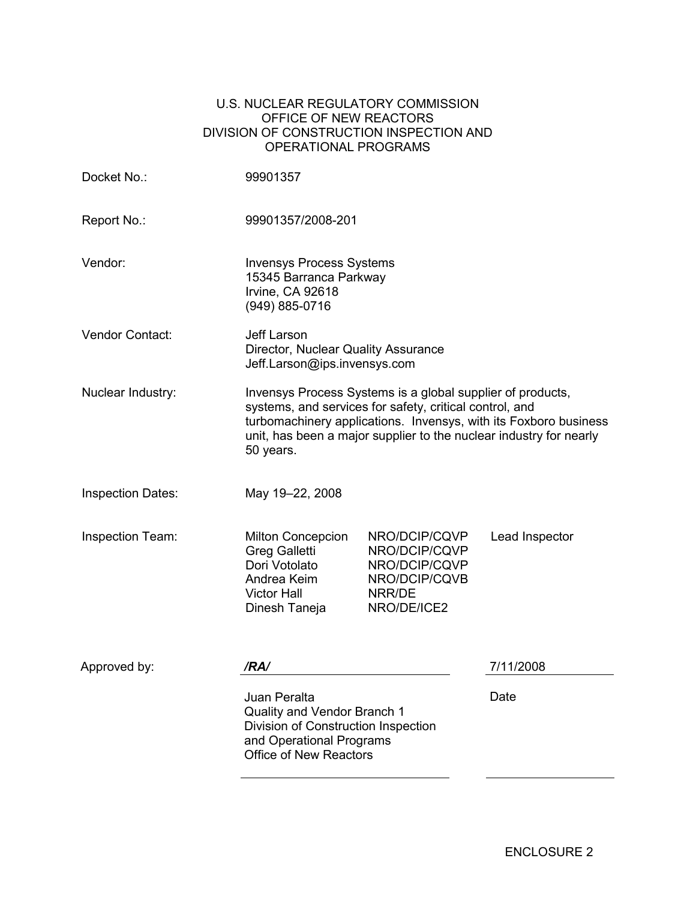U.S. NUCLEAR REGULATORY COMMISSION
OFFICE OF NEW REACTORS
DIVISION OF CONSTRUCTION INSPECTION AND
OPERATIONAL PROGRAMS

| | |
|---|---|
| Docket No.: | 99901357 |
| Report No.: | 99901357/2008-201 |
| Vendor: | Invensys Process Systems<br>15345 Barranca Parkway<br>Irvine, CA 92618<br>(949) 885-0716 |
| Vendor Contact: | Jeff Larson<br>Director, Nuclear Quality Assurance<br>Jeff.Larson@ips.invensys.com |
| Nuclear Industry: | Invensys Process Systems is a global supplier of products, systems, and services for safety, critical control, and turbomachinery applications. Invensys, with its Foxboro business unit, has been a major supplier to the nuclear industry for nearly 50 years. |
| Inspection Dates: | May 19–22, 2008 |

| Inspection Team: | | | |
|---|---|---|---|
| | Milton Concepcion | NRO/DCIP/CQVP | Lead Inspector |
| | Greg Galletti | NRO/DCIP/CQVP | |
| | Dori Votolato | NRO/DCIP/CQVP | |
| | Andrea Keim | NRO/DCIP/CQVB | |
| | Victor Hall | NRR/DE | |
| | Dinesh Taneja | NRO/DE/ICE2 | |

Approved by: ***/RA/*** 7/11/2008

Juan Peralta
Quality and Vendor Branch 1
Division of Construction Inspection
and Operational Programs
Office of New Reactors

Date

ENCLOSURE 2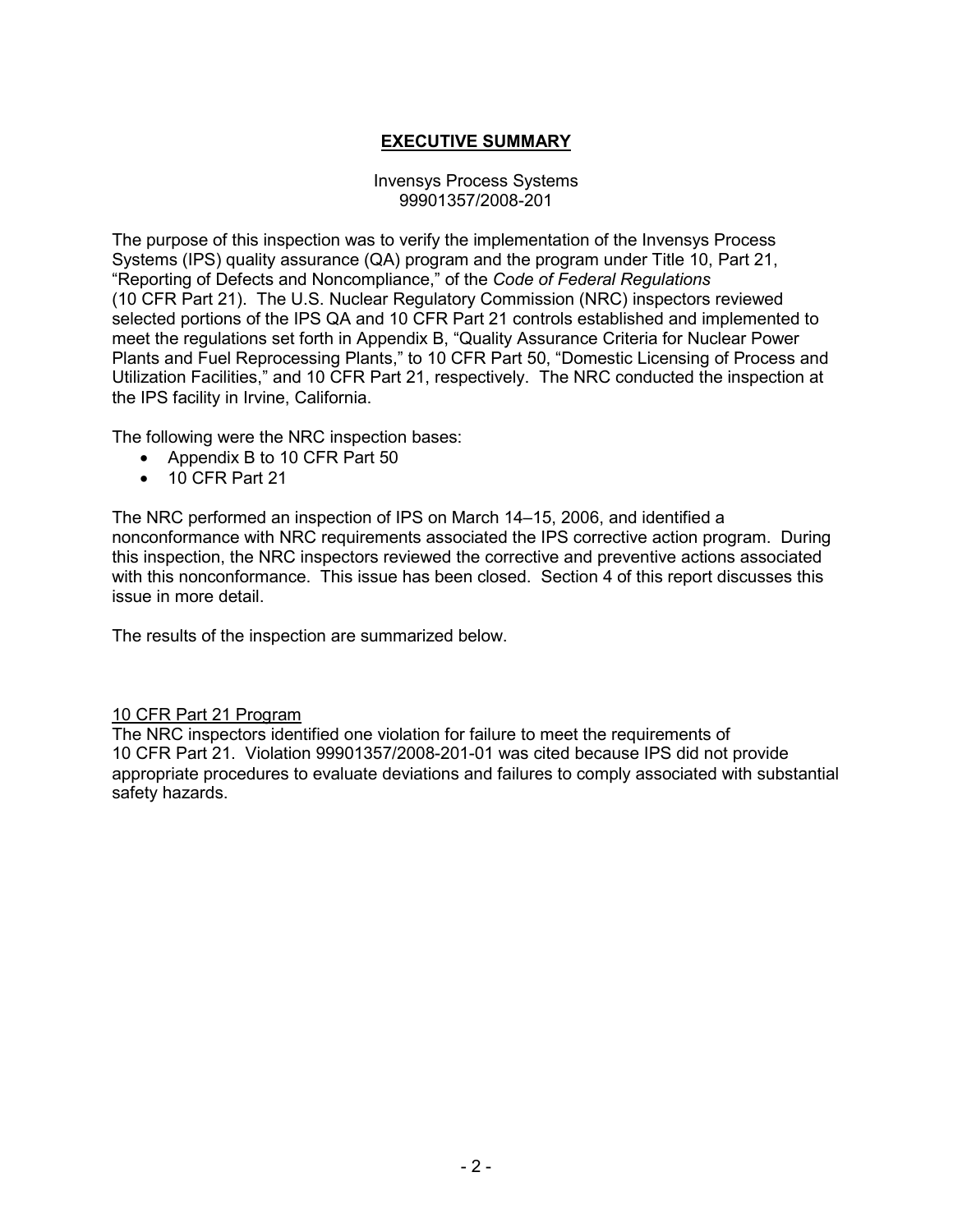## EXECUTIVE SUMMARY

Invensys Process Systems
99901357/2008-201

The purpose of this inspection was to verify the implementation of the Invensys Process Systems (IPS) quality assurance (QA) program and the program under Title 10, Part 21, "Reporting of Defects and Noncompliance," of the *Code of Federal Regulations* (10 CFR Part 21). The U.S. Nuclear Regulatory Commission (NRC) inspectors reviewed selected portions of the IPS QA and 10 CFR Part 21 controls established and implemented to meet the regulations set forth in Appendix B, "Quality Assurance Criteria for Nuclear Power Plants and Fuel Reprocessing Plants," to 10 CFR Part 50, "Domestic Licensing of Process and Utilization Facilities," and 10 CFR Part 21, respectively. The NRC conducted the inspection at the IPS facility in Irvine, California.

The following were the NRC inspection bases:

- Appendix B to 10 CFR Part 50
- 10 CFR Part 21

The NRC performed an inspection of IPS on March 14–15, 2006, and identified a nonconformance with NRC requirements associated the IPS corrective action program. During this inspection, the NRC inspectors reviewed the corrective and preventive actions associated with this nonconformance. This issue has been closed. Section 4 of this report discusses this issue in more detail.

The results of the inspection are summarized below.

10 CFR Part 21 Program

The NRC inspectors identified one violation for failure to meet the requirements of 10 CFR Part 21. Violation 99901357/2008-201-01 was cited because IPS did not provide appropriate procedures to evaluate deviations and failures to comply associated with substantial safety hazards.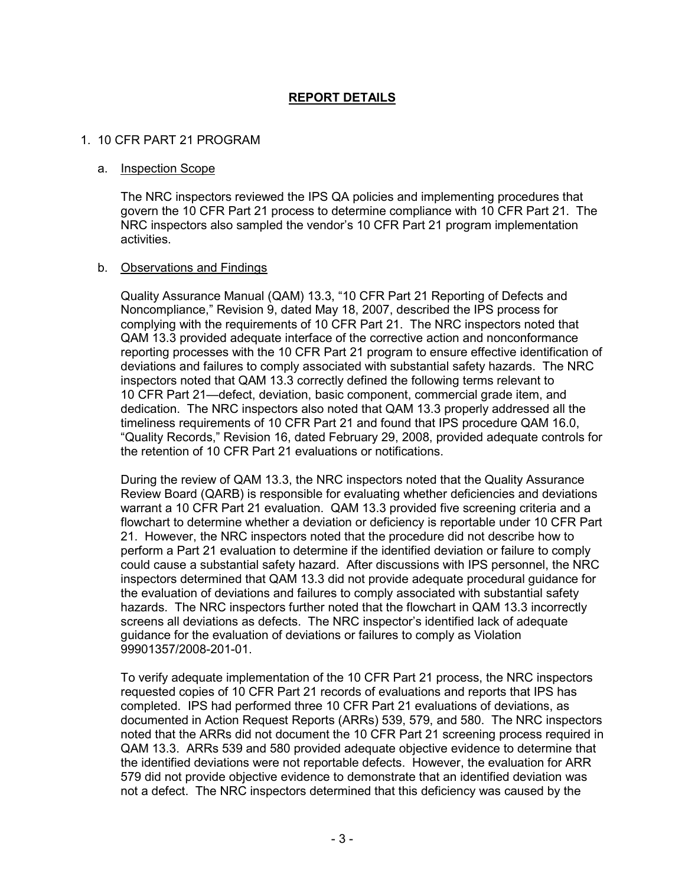## REPORT DETAILS

### 1. 10 CFR PART 21 PROGRAM

#### a. Inspection Scope

The NRC inspectors reviewed the IPS QA policies and implementing procedures that govern the 10 CFR Part 21 process to determine compliance with 10 CFR Part 21. The NRC inspectors also sampled the vendor's 10 CFR Part 21 program implementation activities.

#### b. Observations and Findings

Quality Assurance Manual (QAM) 13.3, "10 CFR Part 21 Reporting of Defects and Noncompliance," Revision 9, dated May 18, 2007, described the IPS process for complying with the requirements of 10 CFR Part 21. The NRC inspectors noted that QAM 13.3 provided adequate interface of the corrective action and nonconformance reporting processes with the 10 CFR Part 21 program to ensure effective identification of deviations and failures to comply associated with substantial safety hazards. The NRC inspectors noted that QAM 13.3 correctly defined the following terms relevant to 10 CFR Part 21—defect, deviation, basic component, commercial grade item, and dedication. The NRC inspectors also noted that QAM 13.3 properly addressed all the timeliness requirements of 10 CFR Part 21 and found that IPS procedure QAM 16.0, "Quality Records," Revision 16, dated February 29, 2008, provided adequate controls for the retention of 10 CFR Part 21 evaluations or notifications.

During the review of QAM 13.3, the NRC inspectors noted that the Quality Assurance Review Board (QARB) is responsible for evaluating whether deficiencies and deviations warrant a 10 CFR Part 21 evaluation. QAM 13.3 provided five screening criteria and a flowchart to determine whether a deviation or deficiency is reportable under 10 CFR Part 21. However, the NRC inspectors noted that the procedure did not describe how to perform a Part 21 evaluation to determine if the identified deviation or failure to comply could cause a substantial safety hazard. After discussions with IPS personnel, the NRC inspectors determined that QAM 13.3 did not provide adequate procedural guidance for the evaluation of deviations and failures to comply associated with substantial safety hazards. The NRC inspectors further noted that the flowchart in QAM 13.3 incorrectly screens all deviations as defects. The NRC inspector's identified lack of adequate guidance for the evaluation of deviations or failures to comply as Violation 99901357/2008-201-01.

To verify adequate implementation of the 10 CFR Part 21 process, the NRC inspectors requested copies of 10 CFR Part 21 records of evaluations and reports that IPS has completed. IPS had performed three 10 CFR Part 21 evaluations of deviations, as documented in Action Request Reports (ARRs) 539, 579, and 580. The NRC inspectors noted that the ARRs did not document the 10 CFR Part 21 screening process required in QAM 13.3. ARRs 539 and 580 provided adequate objective evidence to determine that the identified deviations were not reportable defects. However, the evaluation for ARR 579 did not provide objective evidence to demonstrate that an identified deviation was not a defect. The NRC inspectors determined that this deficiency was caused by the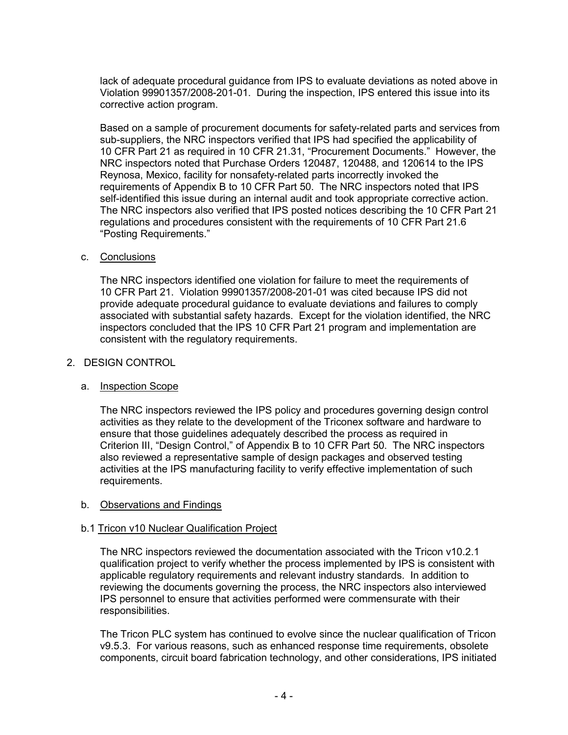lack of adequate procedural guidance from IPS to evaluate deviations as noted above in Violation 99901357/2008-201-01. During the inspection, IPS entered this issue into its corrective action program.

Based on a sample of procurement documents for safety-related parts and services from sub-suppliers, the NRC inspectors verified that IPS had specified the applicability of 10 CFR Part 21 as required in 10 CFR 21.31, "Procurement Documents." However, the NRC inspectors noted that Purchase Orders 120487, 120488, and 120614 to the IPS Reynosa, Mexico, facility for nonsafety-related parts incorrectly invoked the requirements of Appendix B to 10 CFR Part 50. The NRC inspectors noted that IPS self-identified this issue during an internal audit and took appropriate corrective action. The NRC inspectors also verified that IPS posted notices describing the 10 CFR Part 21 regulations and procedures consistent with the requirements of 10 CFR Part 21.6 "Posting Requirements."

c. Conclusions

The NRC inspectors identified one violation for failure to meet the requirements of 10 CFR Part 21. Violation 99901357/2008-201-01 was cited because IPS did not provide adequate procedural guidance to evaluate deviations and failures to comply associated with substantial safety hazards. Except for the violation identified, the NRC inspectors concluded that the IPS 10 CFR Part 21 program and implementation are consistent with the regulatory requirements.

## 2. DESIGN CONTROL

a. Inspection Scope

The NRC inspectors reviewed the IPS policy and procedures governing design control activities as they relate to the development of the Triconex software and hardware to ensure that those guidelines adequately described the process as required in Criterion III, "Design Control," of Appendix B to 10 CFR Part 50. The NRC inspectors also reviewed a representative sample of design packages and observed testing activities at the IPS manufacturing facility to verify effective implementation of such requirements.

b. Observations and Findings

b.1 Tricon v10 Nuclear Qualification Project

The NRC inspectors reviewed the documentation associated with the Tricon v10.2.1 qualification project to verify whether the process implemented by IPS is consistent with applicable regulatory requirements and relevant industry standards. In addition to reviewing the documents governing the process, the NRC inspectors also interviewed IPS personnel to ensure that activities performed were commensurate with their responsibilities.

The Tricon PLC system has continued to evolve since the nuclear qualification of Tricon v9.5.3. For various reasons, such as enhanced response time requirements, obsolete components, circuit board fabrication technology, and other considerations, IPS initiated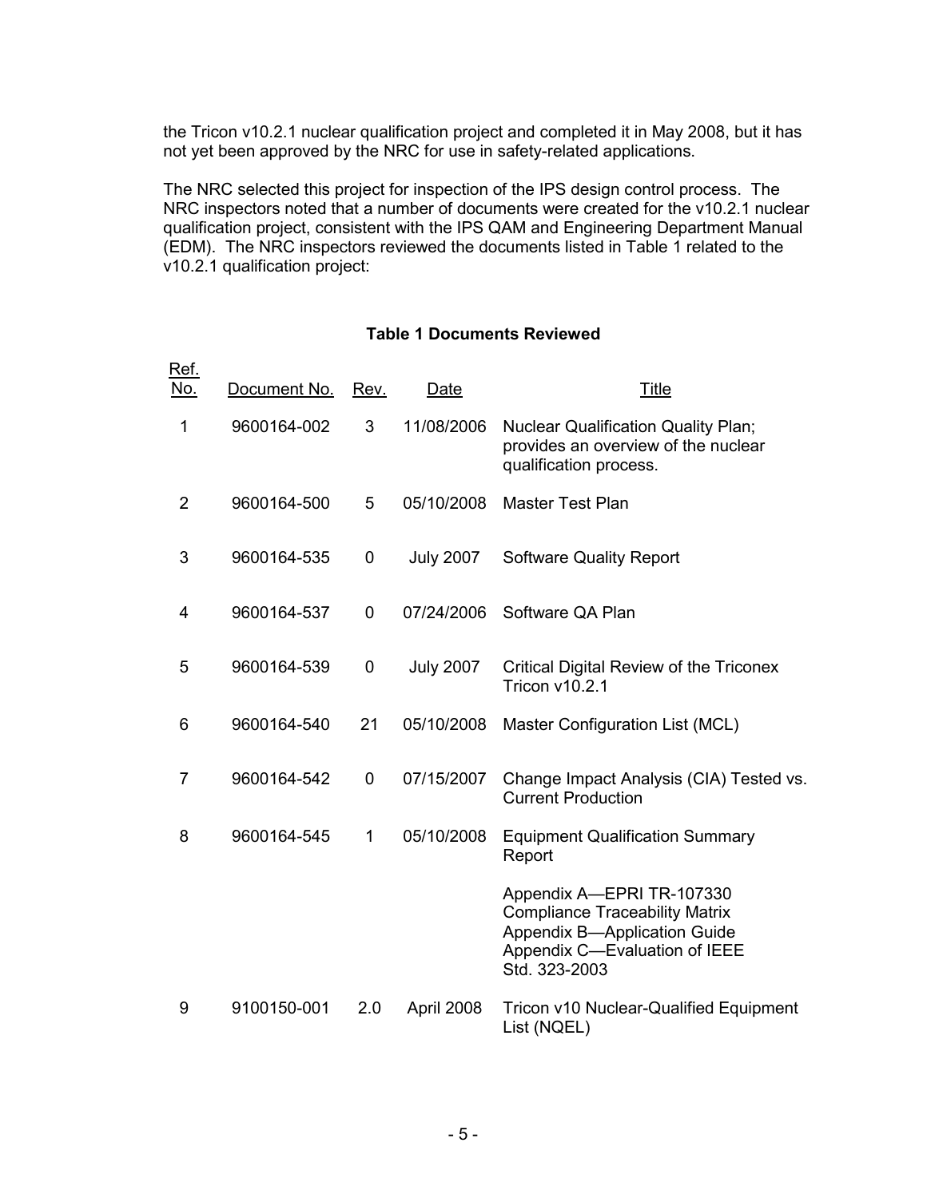the Tricon v10.2.1 nuclear qualification project and completed it in May 2008, but it has not yet been approved by the NRC for use in safety-related applications.

The NRC selected this project for inspection of the IPS design control process. The NRC inspectors noted that a number of documents were created for the v10.2.1 nuclear qualification project, consistent with the IPS QAM and Engineering Department Manual (EDM). The NRC inspectors reviewed the documents listed in Table 1 related to the v10.2.1 qualification project:

**Table 1 Documents Reviewed**

| Ref. No. | Document No. | Rev. | Date | Title |
|---|---|---|---|---|
| 1 | 9600164-002 | 3 | 11/08/2006 | Nuclear Qualification Quality Plan; provides an overview of the nuclear qualification process. |
| 2 | 9600164-500 | 5 | 05/10/2008 | Master Test Plan |
| 3 | 9600164-535 | 0 | July 2007 | Software Quality Report |
| 4 | 9600164-537 | 0 | 07/24/2006 | Software QA Plan |
| 5 | 9600164-539 | 0 | July 2007 | Critical Digital Review of the Triconex Tricon v10.2.1 |
| 6 | 9600164-540 | 21 | 05/10/2008 | Master Configuration List (MCL) |
| 7 | 9600164-542 | 0 | 07/15/2007 | Change Impact Analysis (CIA) Tested vs. Current Production |
| 8 | 9600164-545 | 1 | 05/10/2008 | Equipment Qualification Summary Report<br><br>Appendix A—EPRI TR-107330 Compliance Traceability Matrix<br>Appendix B—Application Guide<br>Appendix C—Evaluation of IEEE Std. 323-2003 |
| 9 | 9100150-001 | 2.0 | April 2008 | Tricon v10 Nuclear-Qualified Equipment List (NQEL) |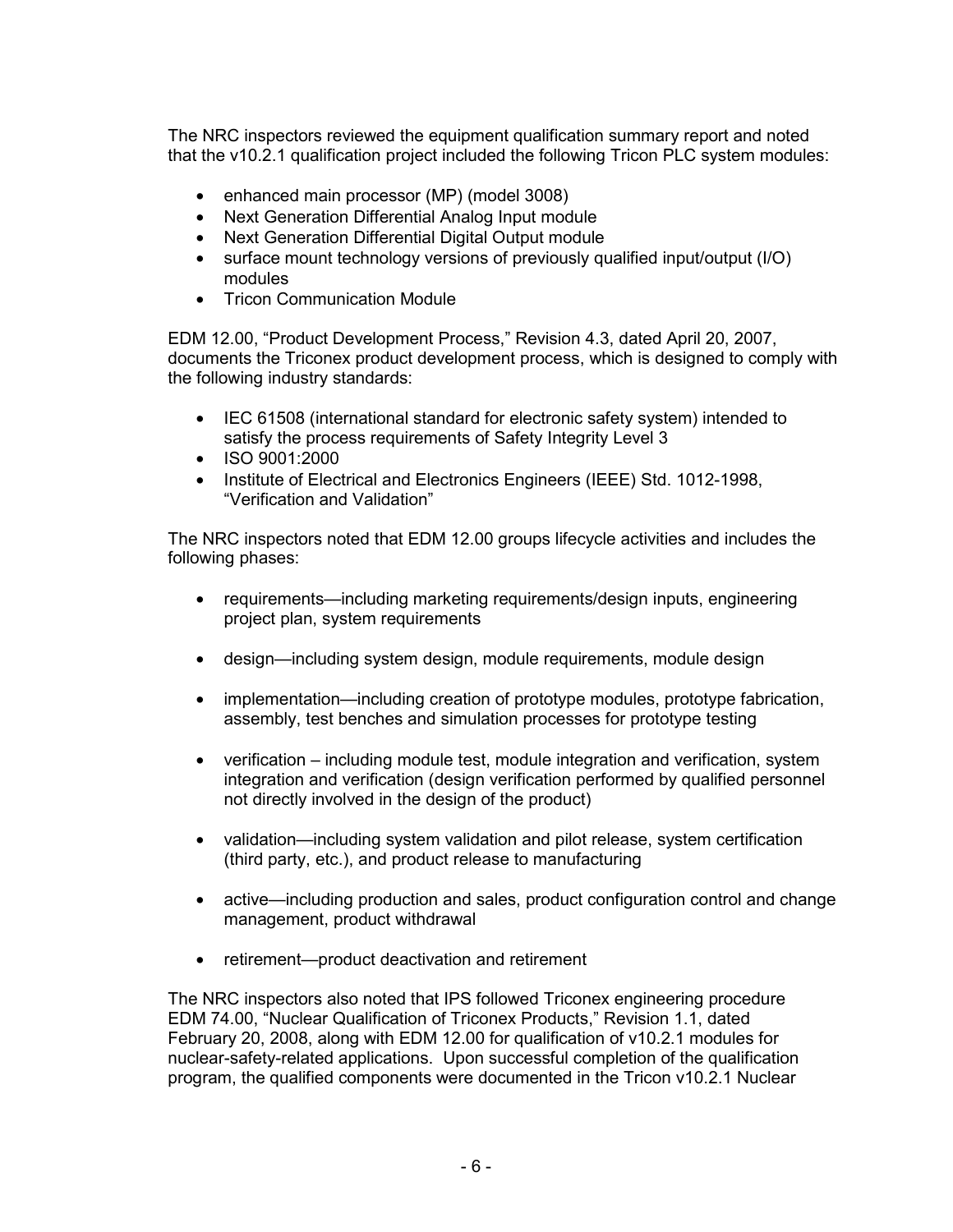The NRC inspectors reviewed the equipment qualification summary report and noted that the v10.2.1 qualification project included the following Tricon PLC system modules:

- enhanced main processor (MP) (model 3008)
- Next Generation Differential Analog Input module
- Next Generation Differential Digital Output module
- surface mount technology versions of previously qualified input/output (I/O) modules
- Tricon Communication Module

EDM 12.00, “Product Development Process,” Revision 4.3, dated April 20, 2007, documents the Triconex product development process, which is designed to comply with the following industry standards:

- IEC 61508 (international standard for electronic safety system) intended to satisfy the process requirements of Safety Integrity Level 3
- ISO 9001:2000
- Institute of Electrical and Electronics Engineers (IEEE) Std. 1012-1998, “Verification and Validation”

The NRC inspectors noted that EDM 12.00 groups lifecycle activities and includes the following phases:

- requirements—including marketing requirements/design inputs, engineering project plan, system requirements
- design—including system design, module requirements, module design
- implementation—including creation of prototype modules, prototype fabrication, assembly, test benches and simulation processes for prototype testing
- verification – including module test, module integration and verification, system integration and verification (design verification performed by qualified personnel not directly involved in the design of the product)
- validation—including system validation and pilot release, system certification (third party, etc.), and product release to manufacturing
- active—including production and sales, product configuration control and change management, product withdrawal
- retirement—product deactivation and retirement

The NRC inspectors also noted that IPS followed Triconex engineering procedure EDM 74.00, “Nuclear Qualification of Triconex Products,” Revision 1.1, dated February 20, 2008, along with EDM 12.00 for qualification of v10.2.1 modules for nuclear-safety-related applications. Upon successful completion of the qualification program, the qualified components were documented in the Tricon v10.2.1 Nuclear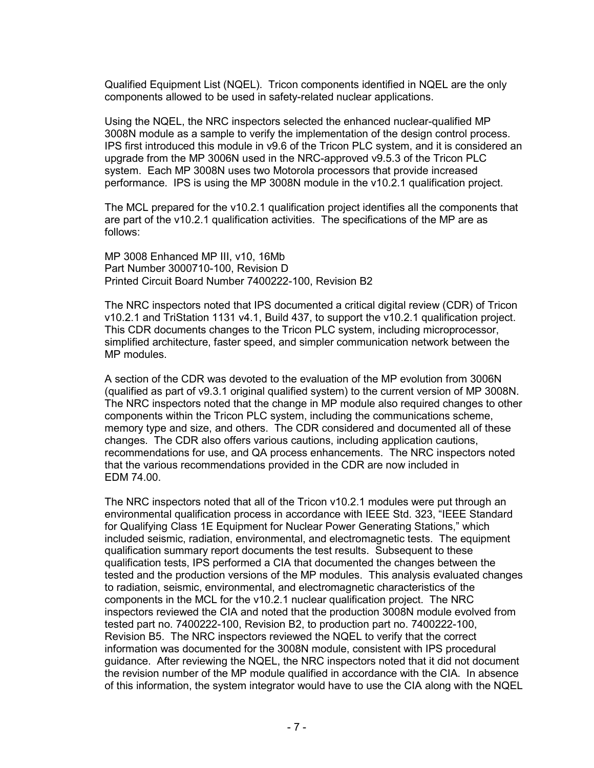Qualified Equipment List (NQEL). Tricon components identified in NQEL are the only components allowed to be used in safety-related nuclear applications.

Using the NQEL, the NRC inspectors selected the enhanced nuclear-qualified MP 3008N module as a sample to verify the implementation of the design control process. IPS first introduced this module in v9.6 of the Tricon PLC system, and it is considered an upgrade from the MP 3006N used in the NRC-approved v9.5.3 of the Tricon PLC system. Each MP 3008N uses two Motorola processors that provide increased performance. IPS is using the MP 3008N module in the v10.2.1 qualification project.

The MCL prepared for the v10.2.1 qualification project identifies all the components that are part of the v10.2.1 qualification activities. The specifications of the MP are as follows:

MP 3008 Enhanced MP III, v10, 16Mb  
Part Number 3000710-100, Revision D  
Printed Circuit Board Number 7400222-100, Revision B2

The NRC inspectors noted that IPS documented a critical digital review (CDR) of Tricon v10.2.1 and TriStation 1131 v4.1, Build 437, to support the v10.2.1 qualification project. This CDR documents changes to the Tricon PLC system, including microprocessor, simplified architecture, faster speed, and simpler communication network between the MP modules.

A section of the CDR was devoted to the evaluation of the MP evolution from 3006N (qualified as part of v9.3.1 original qualified system) to the current version of MP 3008N. The NRC inspectors noted that the change in MP module also required changes to other components within the Tricon PLC system, including the communications scheme, memory type and size, and others. The CDR considered and documented all of these changes. The CDR also offers various cautions, including application cautions, recommendations for use, and QA process enhancements. The NRC inspectors noted that the various recommendations provided in the CDR are now included in EDM 74.00.

The NRC inspectors noted that all of the Tricon v10.2.1 modules were put through an environmental qualification process in accordance with IEEE Std. 323, "IEEE Standard for Qualifying Class 1E Equipment for Nuclear Power Generating Stations," which included seismic, radiation, environmental, and electromagnetic tests. The equipment qualification summary report documents the test results. Subsequent to these qualification tests, IPS performed a CIA that documented the changes between the tested and the production versions of the MP modules. This analysis evaluated changes to radiation, seismic, environmental, and electromagnetic characteristics of the components in the MCL for the v10.2.1 nuclear qualification project. The NRC inspectors reviewed the CIA and noted that the production 3008N module evolved from tested part no. 7400222-100, Revision B2, to production part no. 7400222-100, Revision B5. The NRC inspectors reviewed the NQEL to verify that the correct information was documented for the 3008N module, consistent with IPS procedural guidance. After reviewing the NQEL, the NRC inspectors noted that it did not document the revision number of the MP module qualified in accordance with the CIA. In absence of this information, the system integrator would have to use the CIA along with the NQEL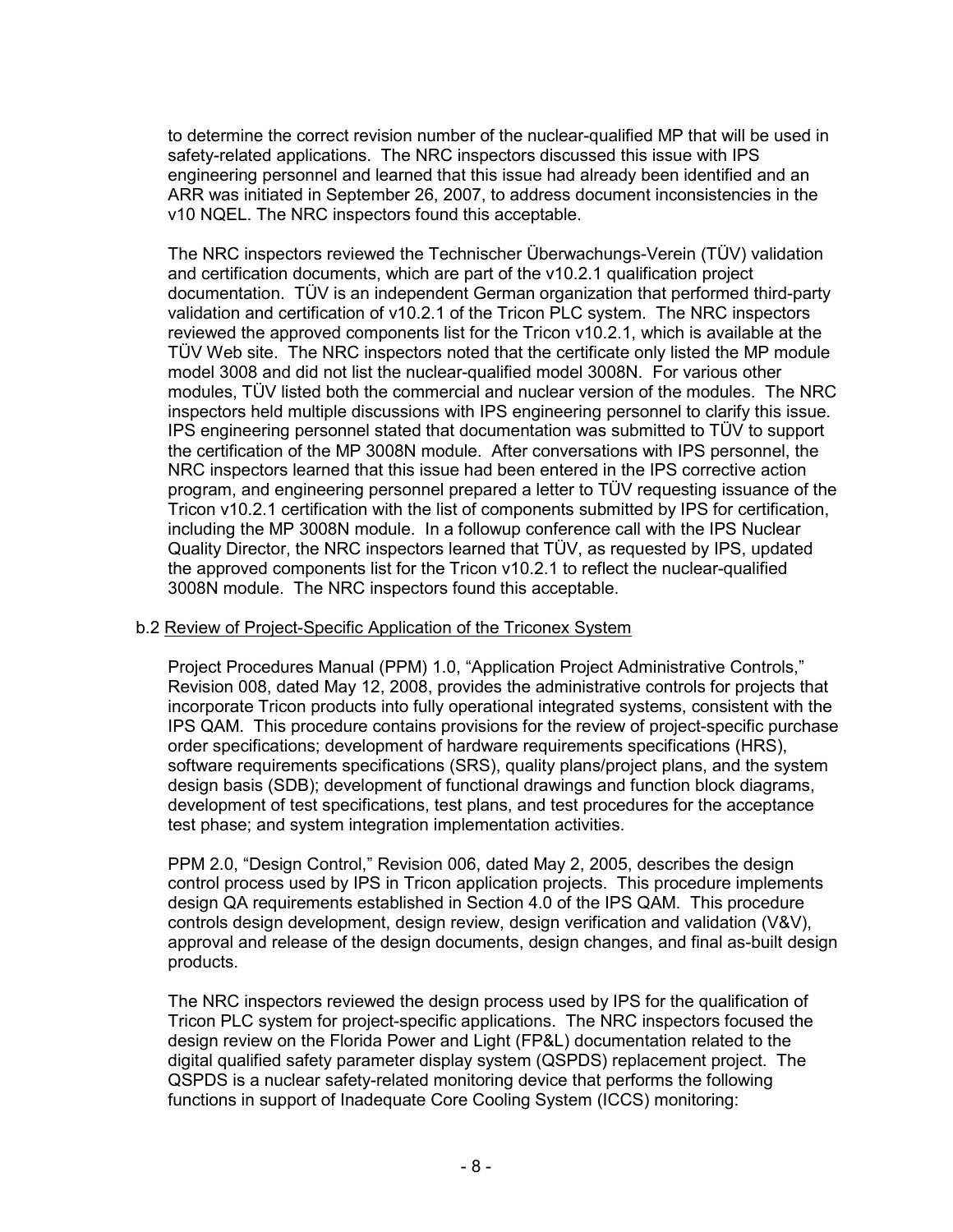to determine the correct revision number of the nuclear-qualified MP that will be used in safety-related applications. The NRC inspectors discussed this issue with IPS engineering personnel and learned that this issue had already been identified and an ARR was initiated in September 26, 2007, to address document inconsistencies in the v10 NQEL. The NRC inspectors found this acceptable.

The NRC inspectors reviewed the Technischer Überwachungs-Verein (TÜV) validation and certification documents, which are part of the v10.2.1 qualification project documentation. TÜV is an independent German organization that performed third-party validation and certification of v10.2.1 of the Tricon PLC system. The NRC inspectors reviewed the approved components list for the Tricon v10.2.1, which is available at the TÜV Web site. The NRC inspectors noted that the certificate only listed the MP module model 3008 and did not list the nuclear-qualified model 3008N. For various other modules, TÜV listed both the commercial and nuclear version of the modules. The NRC inspectors held multiple discussions with IPS engineering personnel to clarify this issue. IPS engineering personnel stated that documentation was submitted to TÜV to support the certification of the MP 3008N module. After conversations with IPS personnel, the NRC inspectors learned that this issue had been entered in the IPS corrective action program, and engineering personnel prepared a letter to TÜV requesting issuance of the Tricon v10.2.1 certification with the list of components submitted by IPS for certification, including the MP 3008N module. In a followup conference call with the IPS Nuclear Quality Director, the NRC inspectors learned that TÜV, as requested by IPS, updated the approved components list for the Tricon v10.2.1 to reflect the nuclear-qualified 3008N module. The NRC inspectors found this acceptable.

b.2 Review of Project-Specific Application of the Triconex System

Project Procedures Manual (PPM) 1.0, "Application Project Administrative Controls," Revision 008, dated May 12, 2008, provides the administrative controls for projects that incorporate Tricon products into fully operational integrated systems, consistent with the IPS QAM. This procedure contains provisions for the review of project-specific purchase order specifications; development of hardware requirements specifications (HRS), software requirements specifications (SRS), quality plans/project plans, and the system design basis (SDB); development of functional drawings and function block diagrams, development of test specifications, test plans, and test procedures for the acceptance test phase; and system integration implementation activities.

PPM 2.0, "Design Control," Revision 006, dated May 2, 2005, describes the design control process used by IPS in Tricon application projects. This procedure implements design QA requirements established in Section 4.0 of the IPS QAM. This procedure controls design development, design review, design verification and validation (V&V), approval and release of the design documents, design changes, and final as-built design products.

The NRC inspectors reviewed the design process used by IPS for the qualification of Tricon PLC system for project-specific applications. The NRC inspectors focused the design review on the Florida Power and Light (FP&L) documentation related to the digital qualified safety parameter display system (QSPDS) replacement project. The QSPDS is a nuclear safety-related monitoring device that performs the following functions in support of Inadequate Core Cooling System (ICCS) monitoring: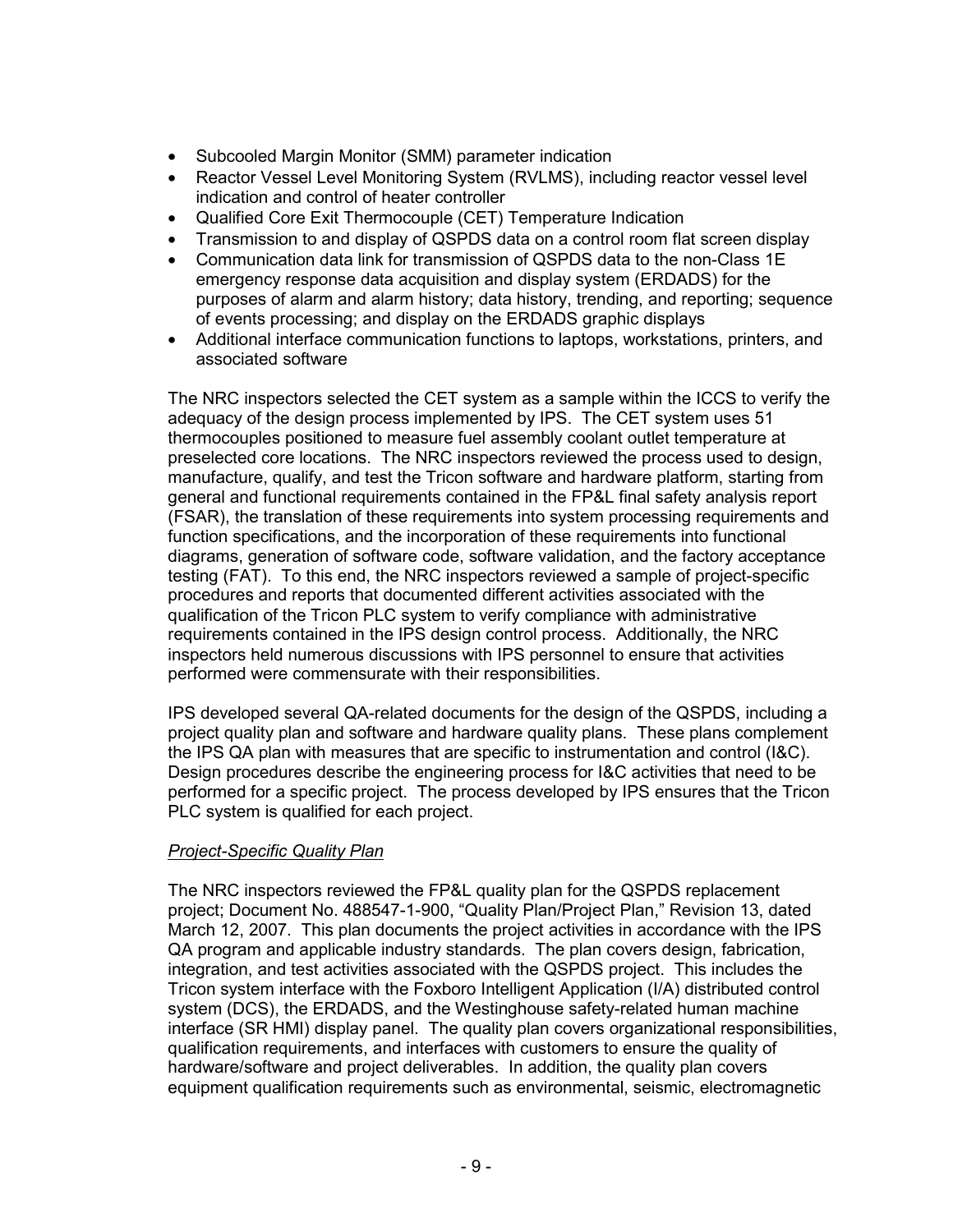- Subcooled Margin Monitor (SMM) parameter indication
- Reactor Vessel Level Monitoring System (RVLMS), including reactor vessel level indication and control of heater controller
- Qualified Core Exit Thermocouple (CET) Temperature Indication
- Transmission to and display of QSPDS data on a control room flat screen display
- Communication data link for transmission of QSPDS data to the non-Class 1E emergency response data acquisition and display system (ERDADS) for the purposes of alarm and alarm history; data history, trending, and reporting; sequence of events processing; and display on the ERDADS graphic displays
- Additional interface communication functions to laptops, workstations, printers, and associated software

The NRC inspectors selected the CET system as a sample within the ICCS to verify the adequacy of the design process implemented by IPS. The CET system uses 51 thermocouples positioned to measure fuel assembly coolant outlet temperature at preselected core locations. The NRC inspectors reviewed the process used to design, manufacture, qualify, and test the Tricon software and hardware platform, starting from general and functional requirements contained in the FP&L final safety analysis report (FSAR), the translation of these requirements into system processing requirements and function specifications, and the incorporation of these requirements into functional diagrams, generation of software code, software validation, and the factory acceptance testing (FAT). To this end, the NRC inspectors reviewed a sample of project-specific procedures and reports that documented different activities associated with the qualification of the Tricon PLC system to verify compliance with administrative requirements contained in the IPS design control process. Additionally, the NRC inspectors held numerous discussions with IPS personnel to ensure that activities performed were commensurate with their responsibilities.

IPS developed several QA-related documents for the design of the QSPDS, including a project quality plan and software and hardware quality plans. These plans complement the IPS QA plan with measures that are specific to instrumentation and control (I&C). Design procedures describe the engineering process for I&C activities that need to be performed for a specific project. The process developed by IPS ensures that the Tricon PLC system is qualified for each project.

*Project-Specific Quality Plan*

The NRC inspectors reviewed the FP&L quality plan for the QSPDS replacement project; Document No. 488547-1-900, "Quality Plan/Project Plan," Revision 13, dated March 12, 2007. This plan documents the project activities in accordance with the IPS QA program and applicable industry standards. The plan covers design, fabrication, integration, and test activities associated with the QSPDS project. This includes the Tricon system interface with the Foxboro Intelligent Application (I/A) distributed control system (DCS), the ERDADS, and the Westinghouse safety-related human machine interface (SR HMI) display panel. The quality plan covers organizational responsibilities, qualification requirements, and interfaces with customers to ensure the quality of hardware/software and project deliverables. In addition, the quality plan covers equipment qualification requirements such as environmental, seismic, electromagnetic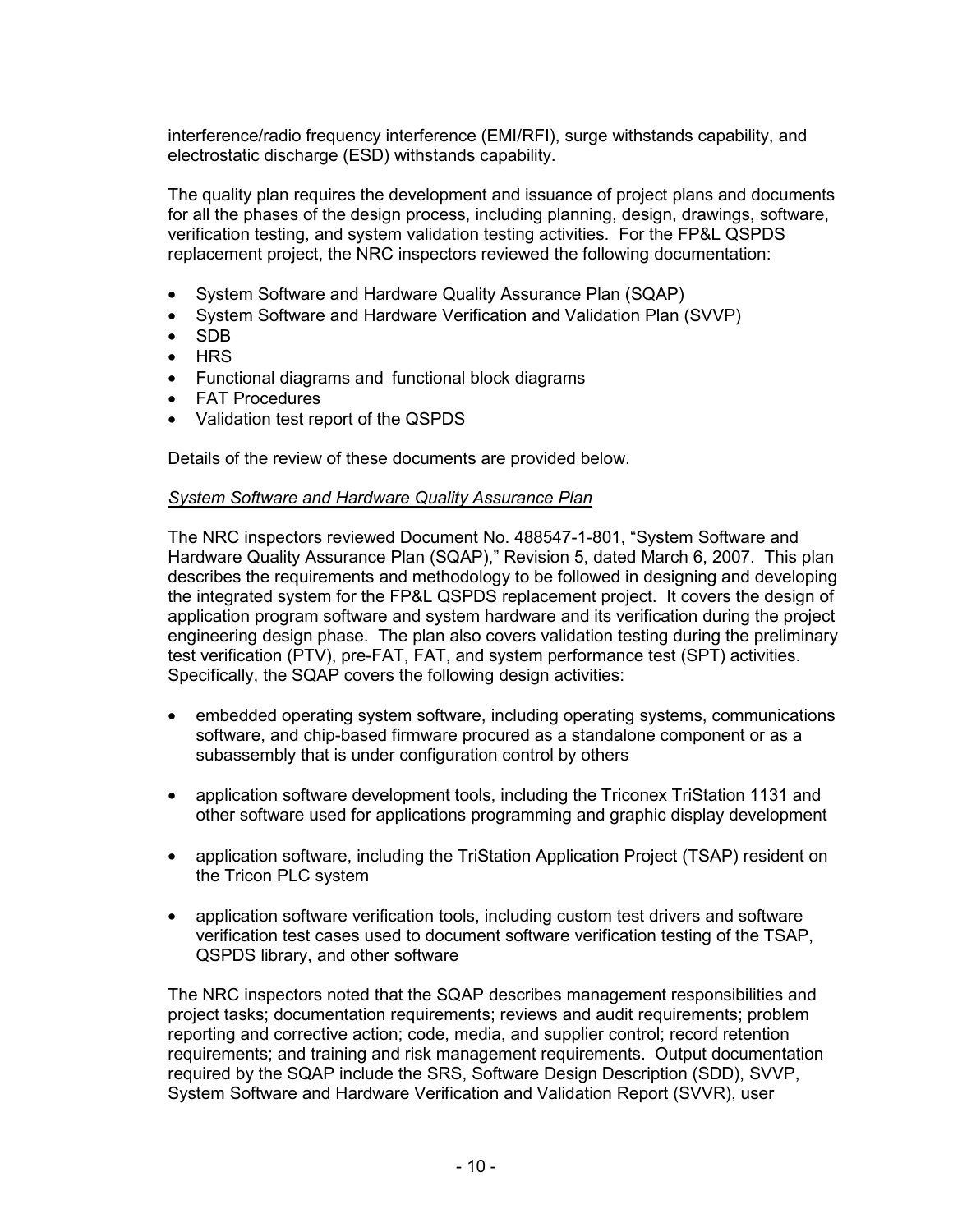interference/radio frequency interference (EMI/RFI), surge withstands capability, and electrostatic discharge (ESD) withstands capability.

The quality plan requires the development and issuance of project plans and documents for all the phases of the design process, including planning, design, drawings, software, verification testing, and system validation testing activities. For the FP&L QSPDS replacement project, the NRC inspectors reviewed the following documentation:

- System Software and Hardware Quality Assurance Plan (SQAP)
- System Software and Hardware Verification and Validation Plan (SVVP)
- SDB
- HRS
- Functional diagrams and functional block diagrams
- FAT Procedures
- Validation test report of the QSPDS

Details of the review of these documents are provided below.

*System Software and Hardware Quality Assurance Plan*

The NRC inspectors reviewed Document No. 488547-1-801, "System Software and Hardware Quality Assurance Plan (SQAP)," Revision 5, dated March 6, 2007. This plan describes the requirements and methodology to be followed in designing and developing the integrated system for the FP&L QSPDS replacement project. It covers the design of application program software and system hardware and its verification during the project engineering design phase. The plan also covers validation testing during the preliminary test verification (PTV), pre-FAT, FAT, and system performance test (SPT) activities. Specifically, the SQAP covers the following design activities:

- embedded operating system software, including operating systems, communications software, and chip-based firmware procured as a standalone component or as a subassembly that is under configuration control by others

- application software development tools, including the Triconex TriStation 1131 and other software used for applications programming and graphic display development

- application software, including the TriStation Application Project (TSAP) resident on the Tricon PLC system

- application software verification tools, including custom test drivers and software verification test cases used to document software verification testing of the TSAP, QSPDS library, and other software

The NRC inspectors noted that the SQAP describes management responsibilities and project tasks; documentation requirements; reviews and audit requirements; problem reporting and corrective action; code, media, and supplier control; record retention requirements; and training and risk management requirements. Output documentation required by the SQAP include the SRS, Software Design Description (SDD), SVVP, System Software and Hardware Verification and Validation Report (SVVR), user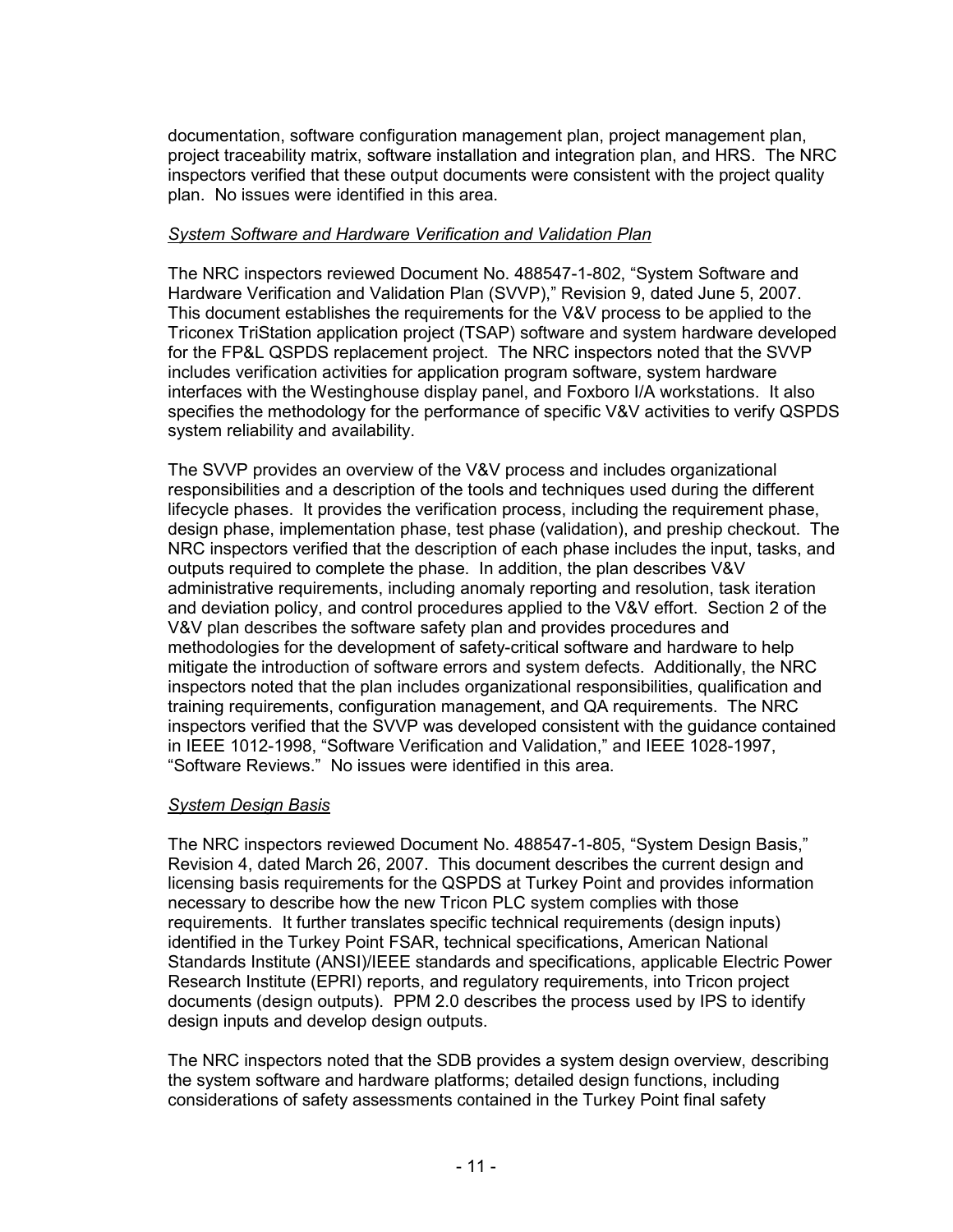documentation, software configuration management plan, project management plan, project traceability matrix, software installation and integration plan, and HRS. The NRC inspectors verified that these output documents were consistent with the project quality plan. No issues were identified in this area.

*System Software and Hardware Verification and Validation Plan*

The NRC inspectors reviewed Document No. 488547-1-802, "System Software and Hardware Verification and Validation Plan (SVVP)," Revision 9, dated June 5, 2007. This document establishes the requirements for the V&V process to be applied to the Triconex TriStation application project (TSAP) software and system hardware developed for the FP&L QSPDS replacement project. The NRC inspectors noted that the SVVP includes verification activities for application program software, system hardware interfaces with the Westinghouse display panel, and Foxboro I/A workstations. It also specifies the methodology for the performance of specific V&V activities to verify QSPDS system reliability and availability.

The SVVP provides an overview of the V&V process and includes organizational responsibilities and a description of the tools and techniques used during the different lifecycle phases. It provides the verification process, including the requirement phase, design phase, implementation phase, test phase (validation), and preship checkout. The NRC inspectors verified that the description of each phase includes the input, tasks, and outputs required to complete the phase. In addition, the plan describes V&V administrative requirements, including anomaly reporting and resolution, task iteration and deviation policy, and control procedures applied to the V&V effort. Section 2 of the V&V plan describes the software safety plan and provides procedures and methodologies for the development of safety-critical software and hardware to help mitigate the introduction of software errors and system defects. Additionally, the NRC inspectors noted that the plan includes organizational responsibilities, qualification and training requirements, configuration management, and QA requirements. The NRC inspectors verified that the SVVP was developed consistent with the guidance contained in IEEE 1012-1998, "Software Verification and Validation," and IEEE 1028-1997, "Software Reviews." No issues were identified in this area.

*System Design Basis*

The NRC inspectors reviewed Document No. 488547-1-805, "System Design Basis," Revision 4, dated March 26, 2007. This document describes the current design and licensing basis requirements for the QSPDS at Turkey Point and provides information necessary to describe how the new Tricon PLC system complies with those requirements. It further translates specific technical requirements (design inputs) identified in the Turkey Point FSAR, technical specifications, American National Standards Institute (ANSI)/IEEE standards and specifications, applicable Electric Power Research Institute (EPRI) reports, and regulatory requirements, into Tricon project documents (design outputs). PPM 2.0 describes the process used by IPS to identify design inputs and develop design outputs.

The NRC inspectors noted that the SDB provides a system design overview, describing the system software and hardware platforms; detailed design functions, including considerations of safety assessments contained in the Turkey Point final safety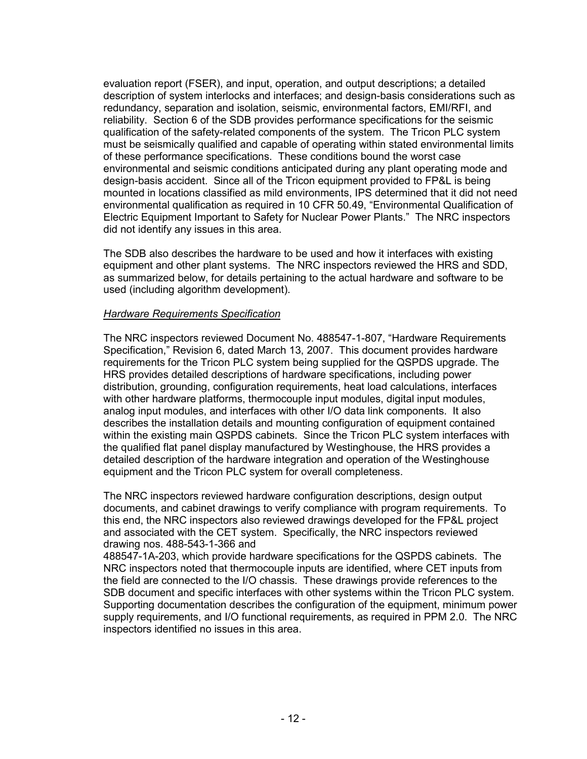evaluation report (FSER), and input, operation, and output descriptions; a detailed description of system interlocks and interfaces; and design-basis considerations such as redundancy, separation and isolation, seismic, environmental factors, EMI/RFI, and reliability. Section 6 of the SDB provides performance specifications for the seismic qualification of the safety-related components of the system. The Tricon PLC system must be seismically qualified and capable of operating within stated environmental limits of these performance specifications. These conditions bound the worst case environmental and seismic conditions anticipated during any plant operating mode and design-basis accident. Since all of the Tricon equipment provided to FP&L is being mounted in locations classified as mild environments, IPS determined that it did not need environmental qualification as required in 10 CFR 50.49, "Environmental Qualification of Electric Equipment Important to Safety for Nuclear Power Plants." The NRC inspectors did not identify any issues in this area.

The SDB also describes the hardware to be used and how it interfaces with existing equipment and other plant systems. The NRC inspectors reviewed the HRS and SDD, as summarized below, for details pertaining to the actual hardware and software to be used (including algorithm development).

*Hardware Requirements Specification*

The NRC inspectors reviewed Document No. 488547-1-807, "Hardware Requirements Specification," Revision 6, dated March 13, 2007. This document provides hardware requirements for the Tricon PLC system being supplied for the QSPDS upgrade. The HRS provides detailed descriptions of hardware specifications, including power distribution, grounding, configuration requirements, heat load calculations, interfaces with other hardware platforms, thermocouple input modules, digital input modules, analog input modules, and interfaces with other I/O data link components. It also describes the installation details and mounting configuration of equipment contained within the existing main QSPDS cabinets. Since the Tricon PLC system interfaces with the qualified flat panel display manufactured by Westinghouse, the HRS provides a detailed description of the hardware integration and operation of the Westinghouse equipment and the Tricon PLC system for overall completeness.

The NRC inspectors reviewed hardware configuration descriptions, design output documents, and cabinet drawings to verify compliance with program requirements. To this end, the NRC inspectors also reviewed drawings developed for the FP&L project and associated with the CET system. Specifically, the NRC inspectors reviewed drawing nos. 488-543-1-366 and
488547-1A-203, which provide hardware specifications for the QSPDS cabinets. The NRC inspectors noted that thermocouple inputs are identified, where CET inputs from the field are connected to the I/O chassis. These drawings provide references to the SDB document and specific interfaces with other systems within the Tricon PLC system. Supporting documentation describes the configuration of the equipment, minimum power supply requirements, and I/O functional requirements, as required in PPM 2.0. The NRC inspectors identified no issues in this area.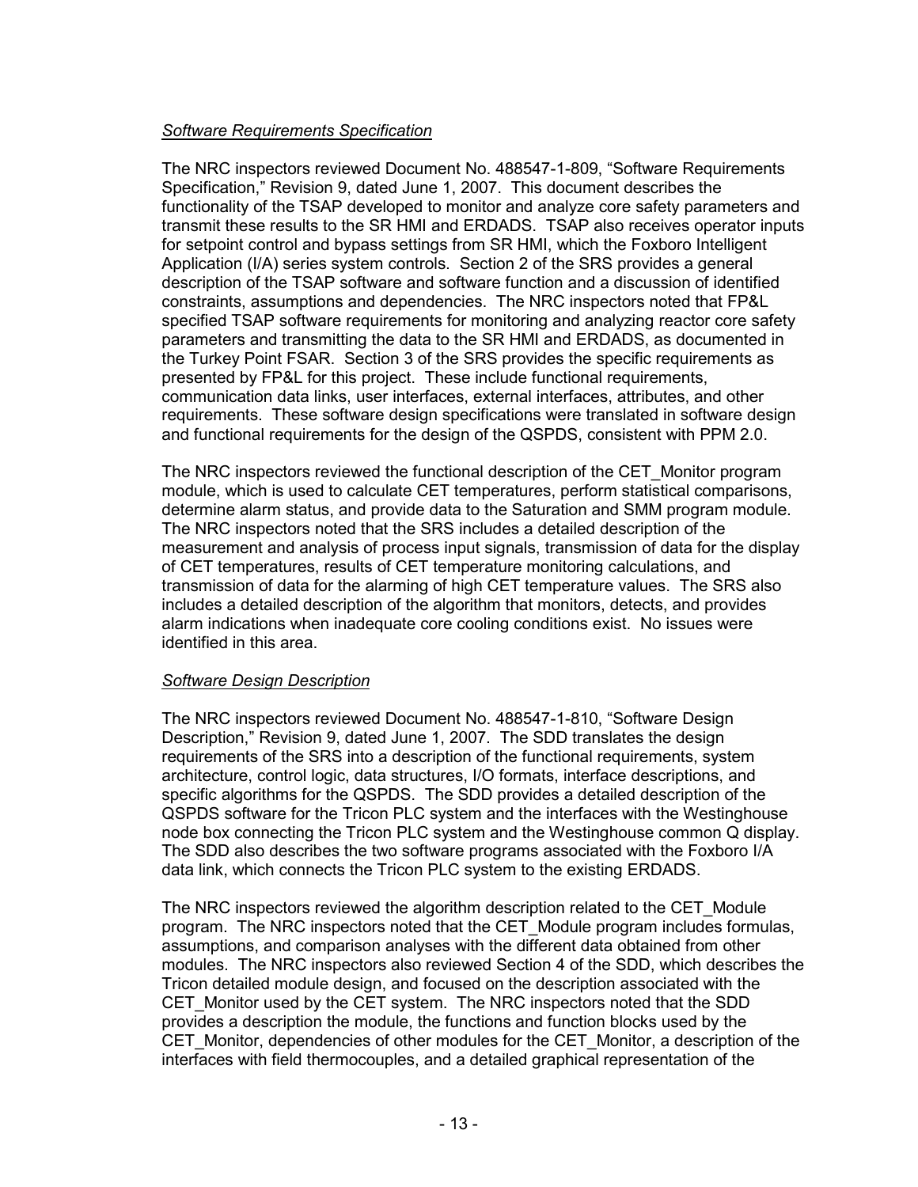*Software Requirements Specification*

The NRC inspectors reviewed Document No. 488547-1-809, "Software Requirements Specification," Revision 9, dated June 1, 2007. This document describes the functionality of the TSAP developed to monitor and analyze core safety parameters and transmit these results to the SR HMI and ERDADS. TSAP also receives operator inputs for setpoint control and bypass settings from SR HMI, which the Foxboro Intelligent Application (I/A) series system controls. Section 2 of the SRS provides a general description of the TSAP software and software function and a discussion of identified constraints, assumptions and dependencies. The NRC inspectors noted that FP&L specified TSAP software requirements for monitoring and analyzing reactor core safety parameters and transmitting the data to the SR HMI and ERDADS, as documented in the Turkey Point FSAR. Section 3 of the SRS provides the specific requirements as presented by FP&L for this project. These include functional requirements, communication data links, user interfaces, external interfaces, attributes, and other requirements. These software design specifications were translated in software design and functional requirements for the design of the QSPDS, consistent with PPM 2.0.

The NRC inspectors reviewed the functional description of the CET_Monitor program module, which is used to calculate CET temperatures, perform statistical comparisons, determine alarm status, and provide data to the Saturation and SMM program module. The NRC inspectors noted that the SRS includes a detailed description of the measurement and analysis of process input signals, transmission of data for the display of CET temperatures, results of CET temperature monitoring calculations, and transmission of data for the alarming of high CET temperature values. The SRS also includes a detailed description of the algorithm that monitors, detects, and provides alarm indications when inadequate core cooling conditions exist. No issues were identified in this area.

*Software Design Description*

The NRC inspectors reviewed Document No. 488547-1-810, "Software Design Description," Revision 9, dated June 1, 2007. The SDD translates the design requirements of the SRS into a description of the functional requirements, system architecture, control logic, data structures, I/O formats, interface descriptions, and specific algorithms for the QSPDS. The SDD provides a detailed description of the QSPDS software for the Tricon PLC system and the interfaces with the Westinghouse node box connecting the Tricon PLC system and the Westinghouse common Q display. The SDD also describes the two software programs associated with the Foxboro I/A data link, which connects the Tricon PLC system to the existing ERDADS.

The NRC inspectors reviewed the algorithm description related to the CET_Module program. The NRC inspectors noted that the CET_Module program includes formulas, assumptions, and comparison analyses with the different data obtained from other modules. The NRC inspectors also reviewed Section 4 of the SDD, which describes the Tricon detailed module design, and focused on the description associated with the CET_Monitor used by the CET system. The NRC inspectors noted that the SDD provides a description the module, the functions and function blocks used by the CET_Monitor, dependencies of other modules for the CET_Monitor, a description of the interfaces with field thermocouples, and a detailed graphical representation of the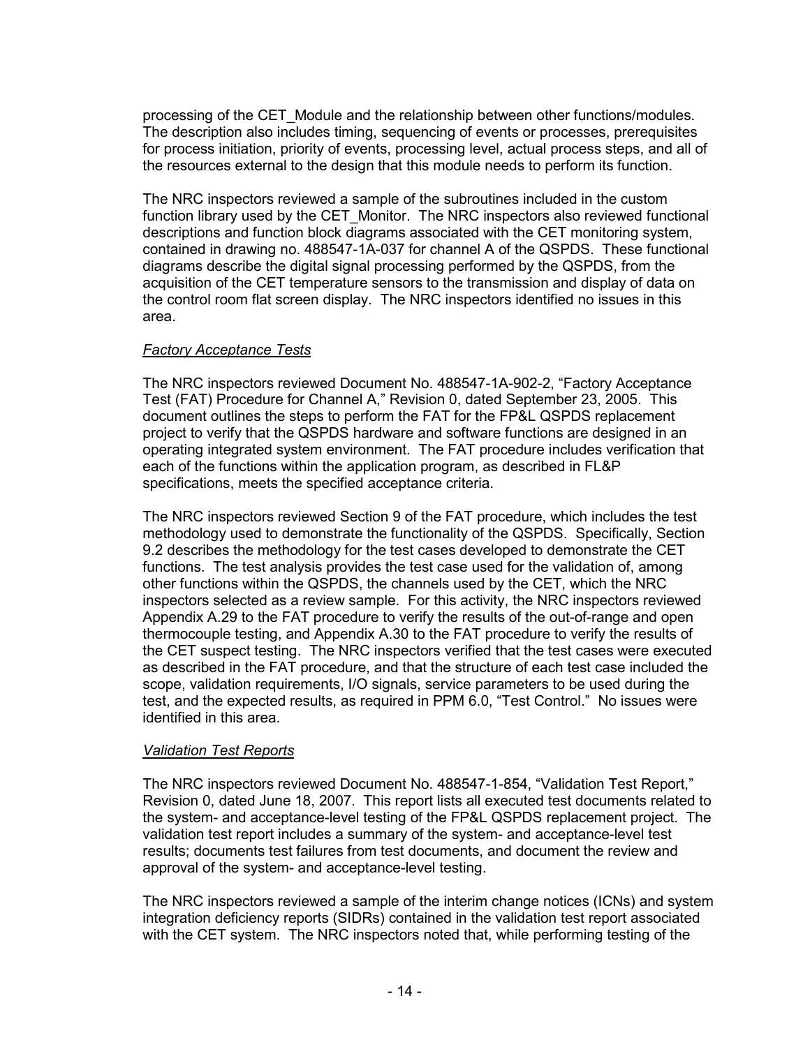processing of the CET_Module and the relationship between other functions/modules. The description also includes timing, sequencing of events or processes, prerequisites for process initiation, priority of events, processing level, actual process steps, and all of the resources external to the design that this module needs to perform its function.

The NRC inspectors reviewed a sample of the subroutines included in the custom function library used by the CET_Monitor. The NRC inspectors also reviewed functional descriptions and function block diagrams associated with the CET monitoring system, contained in drawing no. 488547-1A-037 for channel A of the QSPDS. These functional diagrams describe the digital signal processing performed by the QSPDS, from the acquisition of the CET temperature sensors to the transmission and display of data on the control room flat screen display. The NRC inspectors identified no issues in this area.

*Factory Acceptance Tests*

The NRC inspectors reviewed Document No. 488547-1A-902-2, "Factory Acceptance Test (FAT) Procedure for Channel A," Revision 0, dated September 23, 2005. This document outlines the steps to perform the FAT for the FP&L QSPDS replacement project to verify that the QSPDS hardware and software functions are designed in an operating integrated system environment. The FAT procedure includes verification that each of the functions within the application program, as described in FL&P specifications, meets the specified acceptance criteria.

The NRC inspectors reviewed Section 9 of the FAT procedure, which includes the test methodology used to demonstrate the functionality of the QSPDS. Specifically, Section 9.2 describes the methodology for the test cases developed to demonstrate the CET functions. The test analysis provides the test case used for the validation of, among other functions within the QSPDS, the channels used by the CET, which the NRC inspectors selected as a review sample. For this activity, the NRC inspectors reviewed Appendix A.29 to the FAT procedure to verify the results of the out-of-range and open thermocouple testing, and Appendix A.30 to the FAT procedure to verify the results of the CET suspect testing. The NRC inspectors verified that the test cases were executed as described in the FAT procedure, and that the structure of each test case included the scope, validation requirements, I/O signals, service parameters to be used during the test, and the expected results, as required in PPM 6.0, "Test Control." No issues were identified in this area.

*Validation Test Reports*

The NRC inspectors reviewed Document No. 488547-1-854, "Validation Test Report," Revision 0, dated June 18, 2007. This report lists all executed test documents related to the system- and acceptance-level testing of the FP&L QSPDS replacement project. The validation test report includes a summary of the system- and acceptance-level test results; documents test failures from test documents, and document the review and approval of the system- and acceptance-level testing.

The NRC inspectors reviewed a sample of the interim change notices (ICNs) and system integration deficiency reports (SIDRs) contained in the validation test report associated with the CET system. The NRC inspectors noted that, while performing testing of the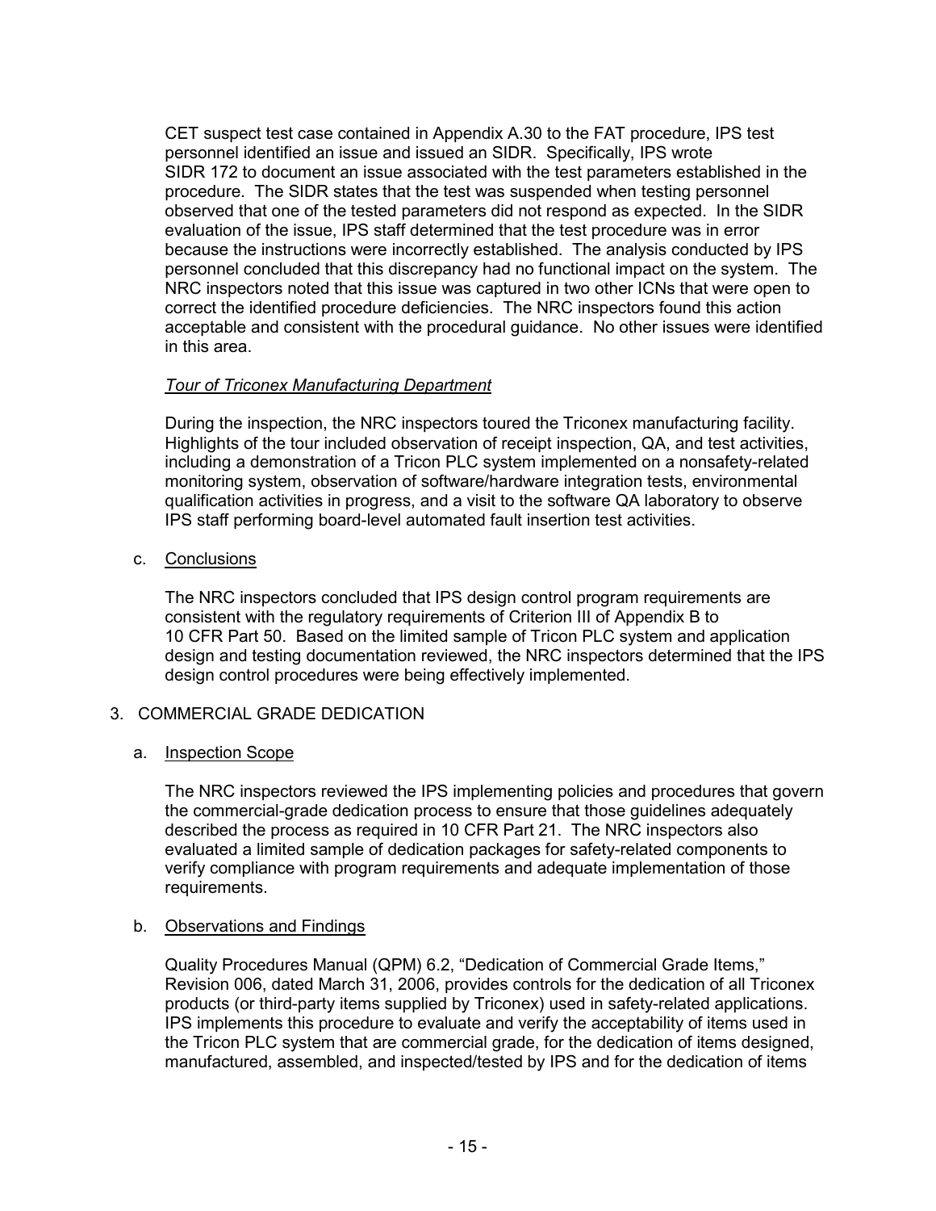CET suspect test case contained in Appendix A.30 to the FAT procedure, IPS test personnel identified an issue and issued an SIDR. Specifically, IPS wrote SIDR 172 to document an issue associated with the test parameters established in the procedure. The SIDR states that the test was suspended when testing personnel observed that one of the tested parameters did not respond as expected. In the SIDR evaluation of the issue, IPS staff determined that the test procedure was in error because the instructions were incorrectly established. The analysis conducted by IPS personnel concluded that this discrepancy had no functional impact on the system. The NRC inspectors noted that this issue was captured in two other ICNs that were open to correct the identified procedure deficiencies. The NRC inspectors found this action acceptable and consistent with the procedural guidance. No other issues were identified in this area.

*Tour of Triconex Manufacturing Department*

During the inspection, the NRC inspectors toured the Triconex manufacturing facility. Highlights of the tour included observation of receipt inspection, QA, and test activities, including a demonstration of a Tricon PLC system implemented on a nonsafety-related monitoring system, observation of software/hardware integration tests, environmental qualification activities in progress, and a visit to the software QA laboratory to observe IPS staff performing board-level automated fault insertion test activities.

c. Conclusions

The NRC inspectors concluded that IPS design control program requirements are consistent with the regulatory requirements of Criterion III of Appendix B to 10 CFR Part 50. Based on the limited sample of Tricon PLC system and application design and testing documentation reviewed, the NRC inspectors determined that the IPS design control procedures were being effectively implemented.

## 3. COMMERCIAL GRADE DEDICATION

a. Inspection Scope

The NRC inspectors reviewed the IPS implementing policies and procedures that govern the commercial-grade dedication process to ensure that those guidelines adequately described the process as required in 10 CFR Part 21. The NRC inspectors also evaluated a limited sample of dedication packages for safety-related components to verify compliance with program requirements and adequate implementation of those requirements.

b. Observations and Findings

Quality Procedures Manual (QPM) 6.2, “Dedication of Commercial Grade Items,” Revision 006, dated March 31, 2006, provides controls for the dedication of all Triconex products (or third-party items supplied by Triconex) used in safety-related applications. IPS implements this procedure to evaluate and verify the acceptability of items used in the Tricon PLC system that are commercial grade, for the dedication of items designed, manufactured, assembled, and inspected/tested by IPS and for the dedication of items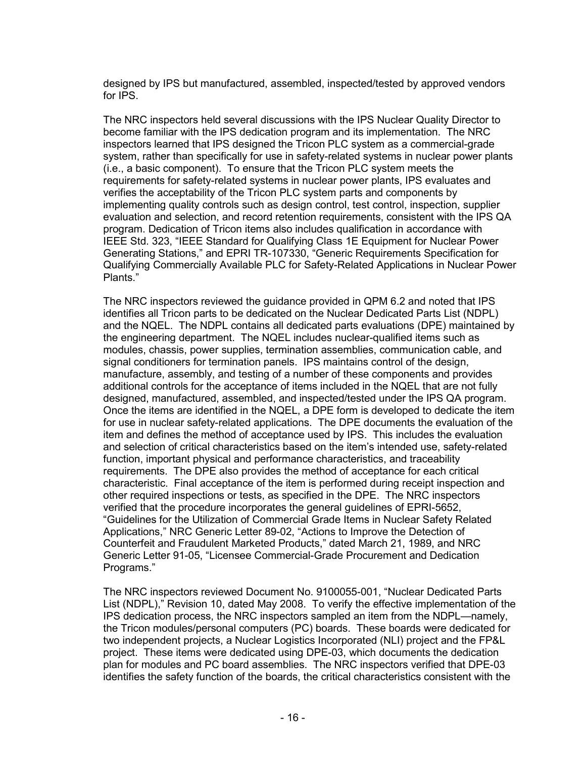designed by IPS but manufactured, assembled, inspected/tested by approved vendors for IPS.

The NRC inspectors held several discussions with the IPS Nuclear Quality Director to become familiar with the IPS dedication program and its implementation. The NRC inspectors learned that IPS designed the Tricon PLC system as a commercial-grade system, rather than specifically for use in safety-related systems in nuclear power plants (i.e., a basic component). To ensure that the Tricon PLC system meets the requirements for safety-related systems in nuclear power plants, IPS evaluates and verifies the acceptability of the Tricon PLC system parts and components by implementing quality controls such as design control, test control, inspection, supplier evaluation and selection, and record retention requirements, consistent with the IPS QA program. Dedication of Tricon items also includes qualification in accordance with IEEE Std. 323, "IEEE Standard for Qualifying Class 1E Equipment for Nuclear Power Generating Stations," and EPRI TR-107330, "Generic Requirements Specification for Qualifying Commercially Available PLC for Safety-Related Applications in Nuclear Power Plants."

The NRC inspectors reviewed the guidance provided in QPM 6.2 and noted that IPS identifies all Tricon parts to be dedicated on the Nuclear Dedicated Parts List (NDPL) and the NQEL. The NDPL contains all dedicated parts evaluations (DPE) maintained by the engineering department. The NQEL includes nuclear-qualified items such as modules, chassis, power supplies, termination assemblies, communication cable, and signal conditioners for termination panels. IPS maintains control of the design, manufacture, assembly, and testing of a number of these components and provides additional controls for the acceptance of items included in the NQEL that are not fully designed, manufactured, assembled, and inspected/tested under the IPS QA program. Once the items are identified in the NQEL, a DPE form is developed to dedicate the item for use in nuclear safety-related applications. The DPE documents the evaluation of the item and defines the method of acceptance used by IPS. This includes the evaluation and selection of critical characteristics based on the item's intended use, safety-related function, important physical and performance characteristics, and traceability requirements. The DPE also provides the method of acceptance for each critical characteristic. Final acceptance of the item is performed during receipt inspection and other required inspections or tests, as specified in the DPE. The NRC inspectors verified that the procedure incorporates the general guidelines of EPRI-5652, "Guidelines for the Utilization of Commercial Grade Items in Nuclear Safety Related Applications," NRC Generic Letter 89-02, "Actions to Improve the Detection of Counterfeit and Fraudulent Marketed Products," dated March 21, 1989, and NRC Generic Letter 91-05, "Licensee Commercial-Grade Procurement and Dedication Programs."

The NRC inspectors reviewed Document No. 9100055-001, "Nuclear Dedicated Parts List (NDPL)," Revision 10, dated May 2008. To verify the effective implementation of the IPS dedication process, the NRC inspectors sampled an item from the NDPL—namely, the Tricon modules/personal computers (PC) boards. These boards were dedicated for two independent projects, a Nuclear Logistics Incorporated (NLI) project and the FP&L project. These items were dedicated using DPE-03, which documents the dedication plan for modules and PC board assemblies. The NRC inspectors verified that DPE-03 identifies the safety function of the boards, the critical characteristics consistent with the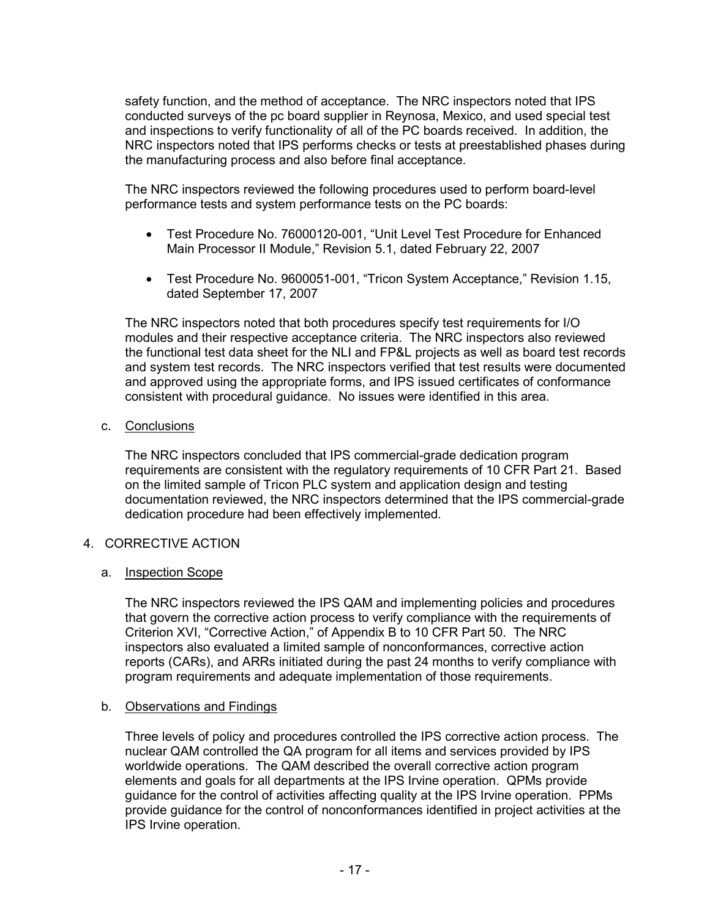safety function, and the method of acceptance. The NRC inspectors noted that IPS conducted surveys of the pc board supplier in Reynosa, Mexico, and used special test and inspections to verify functionality of all of the PC boards received. In addition, the NRC inspectors noted that IPS performs checks or tests at preestablished phases during the manufacturing process and also before final acceptance.

The NRC inspectors reviewed the following procedures used to perform board-level performance tests and system performance tests on the PC boards:

- Test Procedure No. 76000120-001, "Unit Level Test Procedure for Enhanced Main Processor II Module," Revision 5.1, dated February 22, 2007
- Test Procedure No. 9600051-001, "Tricon System Acceptance," Revision 1.15, dated September 17, 2007

The NRC inspectors noted that both procedures specify test requirements for I/O modules and their respective acceptance criteria. The NRC inspectors also reviewed the functional test data sheet for the NLI and FP&L projects as well as board test records and system test records. The NRC inspectors verified that test results were documented and approved using the appropriate forms, and IPS issued certificates of conformance consistent with procedural guidance. No issues were identified in this area.

c. Conclusions

The NRC inspectors concluded that IPS commercial-grade dedication program requirements are consistent with the regulatory requirements of 10 CFR Part 21. Based on the limited sample of Tricon PLC system and application design and testing documentation reviewed, the NRC inspectors determined that the IPS commercial-grade dedication procedure had been effectively implemented.

## 4. CORRECTIVE ACTION

a. Inspection Scope

The NRC inspectors reviewed the IPS QAM and implementing policies and procedures that govern the corrective action process to verify compliance with the requirements of Criterion XVI, "Corrective Action," of Appendix B to 10 CFR Part 50. The NRC inspectors also evaluated a limited sample of nonconformances, corrective action reports (CARs), and ARRs initiated during the past 24 months to verify compliance with program requirements and adequate implementation of those requirements.

b. Observations and Findings

Three levels of policy and procedures controlled the IPS corrective action process. The nuclear QAM controlled the QA program for all items and services provided by IPS worldwide operations. The QAM described the overall corrective action program elements and goals for all departments at the IPS Irvine operation. QPMs provide guidance for the control of activities affecting quality at the IPS Irvine operation. PPMs provide guidance for the control of nonconformances identified in project activities at the IPS Irvine operation.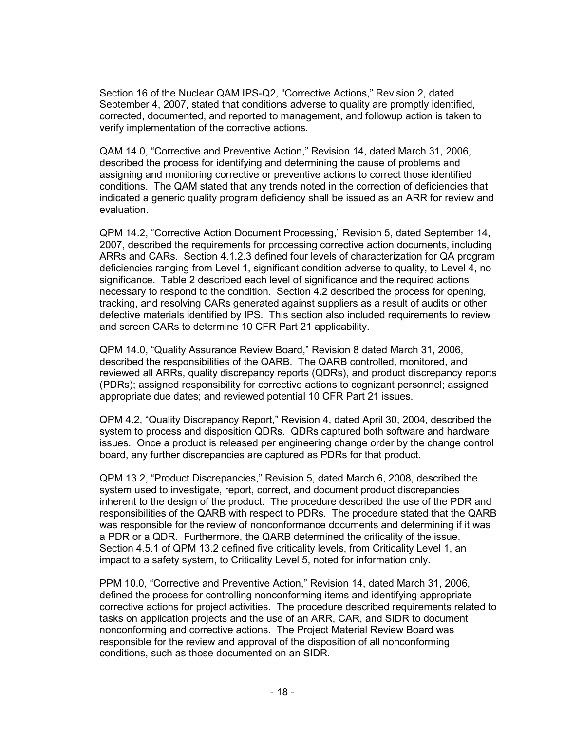Section 16 of the Nuclear QAM IPS-Q2, "Corrective Actions," Revision 2, dated September 4, 2007, stated that conditions adverse to quality are promptly identified, corrected, documented, and reported to management, and followup action is taken to verify implementation of the corrective actions.

QAM 14.0, "Corrective and Preventive Action," Revision 14, dated March 31, 2006, described the process for identifying and determining the cause of problems and assigning and monitoring corrective or preventive actions to correct those identified conditions. The QAM stated that any trends noted in the correction of deficiencies that indicated a generic quality program deficiency shall be issued as an ARR for review and evaluation.

QPM 14.2, "Corrective Action Document Processing," Revision 5, dated September 14, 2007, described the requirements for processing corrective action documents, including ARRs and CARs. Section 4.1.2.3 defined four levels of characterization for QA program deficiencies ranging from Level 1, significant condition adverse to quality, to Level 4, no significance. Table 2 described each level of significance and the required actions necessary to respond to the condition. Section 4.2 described the process for opening, tracking, and resolving CARs generated against suppliers as a result of audits or other defective materials identified by IPS. This section also included requirements to review and screen CARs to determine 10 CFR Part 21 applicability.

QPM 14.0, "Quality Assurance Review Board," Revision 8 dated March 31, 2006, described the responsibilities of the QARB. The QARB controlled, monitored, and reviewed all ARRs, quality discrepancy reports (QDRs), and product discrepancy reports (PDRs); assigned responsibility for corrective actions to cognizant personnel; assigned appropriate due dates; and reviewed potential 10 CFR Part 21 issues.

QPM 4.2, "Quality Discrepancy Report," Revision 4, dated April 30, 2004, described the system to process and disposition QDRs. QDRs captured both software and hardware issues. Once a product is released per engineering change order by the change control board, any further discrepancies are captured as PDRs for that product.

QPM 13.2, "Product Discrepancies," Revision 5, dated March 6, 2008, described the system used to investigate, report, correct, and document product discrepancies inherent to the design of the product. The procedure described the use of the PDR and responsibilities of the QARB with respect to PDRs. The procedure stated that the QARB was responsible for the review of nonconformance documents and determining if it was a PDR or a QDR. Furthermore, the QARB determined the criticality of the issue. Section 4.5.1 of QPM 13.2 defined five criticality levels, from Criticality Level 1, an impact to a safety system, to Criticality Level 5, noted for information only.

PPM 10.0, "Corrective and Preventive Action," Revision 14, dated March 31, 2006, defined the process for controlling nonconforming items and identifying appropriate corrective actions for project activities. The procedure described requirements related to tasks on application projects and the use of an ARR, CAR, and SIDR to document nonconforming and corrective actions. The Project Material Review Board was responsible for the review and approval of the disposition of all nonconforming conditions, such as those documented on an SIDR.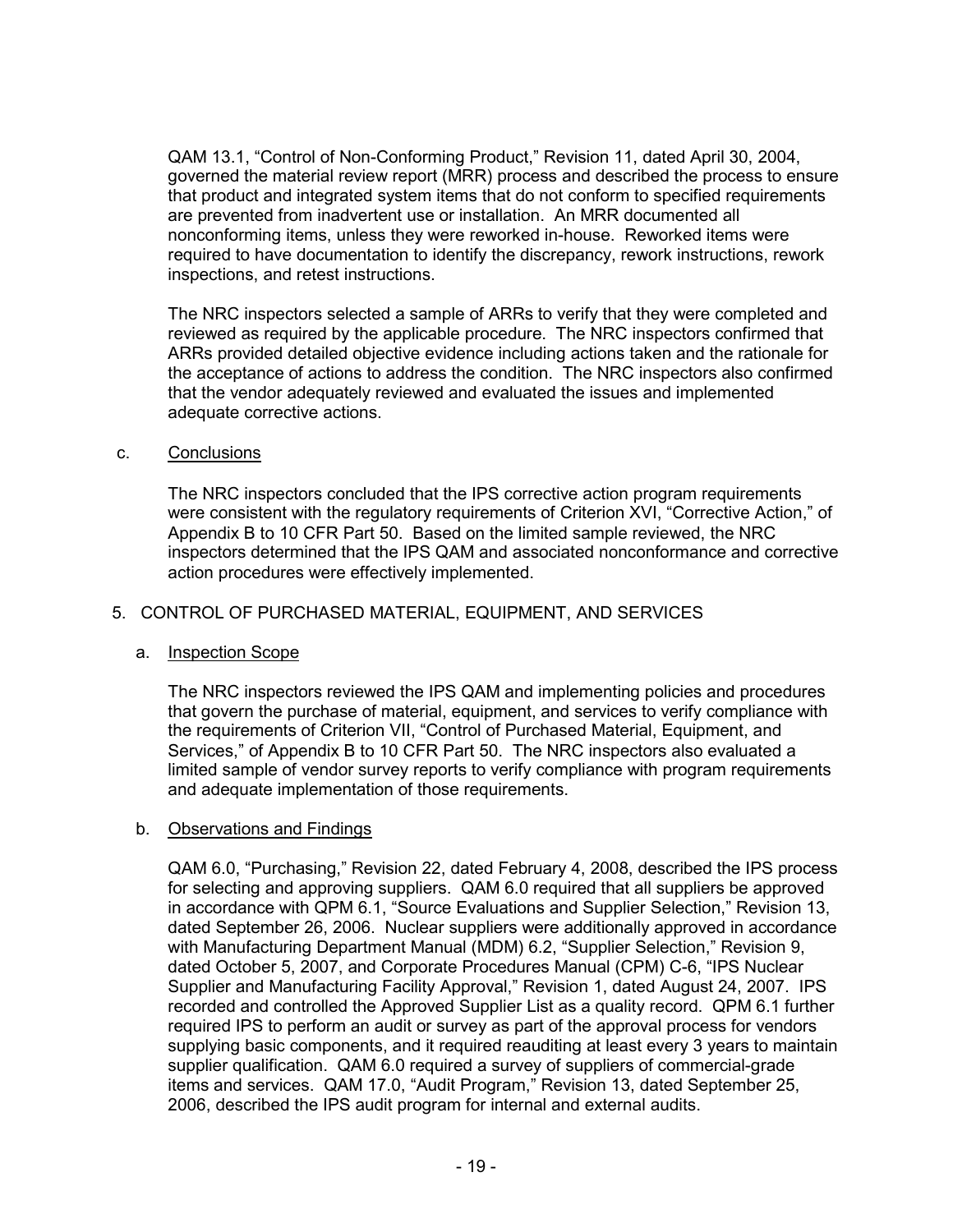QAM 13.1, "Control of Non-Conforming Product," Revision 11, dated April 30, 2004, governed the material review report (MRR) process and described the process to ensure that product and integrated system items that do not conform to specified requirements are prevented from inadvertent use or installation. An MRR documented all nonconforming items, unless they were reworked in-house. Reworked items were required to have documentation to identify the discrepancy, rework instructions, rework inspections, and retest instructions.

The NRC inspectors selected a sample of ARRs to verify that they were completed and reviewed as required by the applicable procedure. The NRC inspectors confirmed that ARRs provided detailed objective evidence including actions taken and the rationale for the acceptance of actions to address the condition. The NRC inspectors also confirmed that the vendor adequately reviewed and evaluated the issues and implemented adequate corrective actions.

c. Conclusions

The NRC inspectors concluded that the IPS corrective action program requirements were consistent with the regulatory requirements of Criterion XVI, "Corrective Action," of Appendix B to 10 CFR Part 50. Based on the limited sample reviewed, the NRC inspectors determined that the IPS QAM and associated nonconformance and corrective action procedures were effectively implemented.

## 5. CONTROL OF PURCHASED MATERIAL, EQUIPMENT, AND SERVICES

a. Inspection Scope

The NRC inspectors reviewed the IPS QAM and implementing policies and procedures that govern the purchase of material, equipment, and services to verify compliance with the requirements of Criterion VII, "Control of Purchased Material, Equipment, and Services," of Appendix B to 10 CFR Part 50. The NRC inspectors also evaluated a limited sample of vendor survey reports to verify compliance with program requirements and adequate implementation of those requirements.

b. Observations and Findings

QAM 6.0, "Purchasing," Revision 22, dated February 4, 2008, described the IPS process for selecting and approving suppliers. QAM 6.0 required that all suppliers be approved in accordance with QPM 6.1, "Source Evaluations and Supplier Selection," Revision 13, dated September 26, 2006. Nuclear suppliers were additionally approved in accordance with Manufacturing Department Manual (MDM) 6.2, "Supplier Selection," Revision 9, dated October 5, 2007, and Corporate Procedures Manual (CPM) C-6, "IPS Nuclear Supplier and Manufacturing Facility Approval," Revision 1, dated August 24, 2007. IPS recorded and controlled the Approved Supplier List as a quality record. QPM 6.1 further required IPS to perform an audit or survey as part of the approval process for vendors supplying basic components, and it required reauditing at least every 3 years to maintain supplier qualification. QAM 6.0 required a survey of suppliers of commercial-grade items and services. QAM 17.0, "Audit Program," Revision 13, dated September 25, 2006, described the IPS audit program for internal and external audits.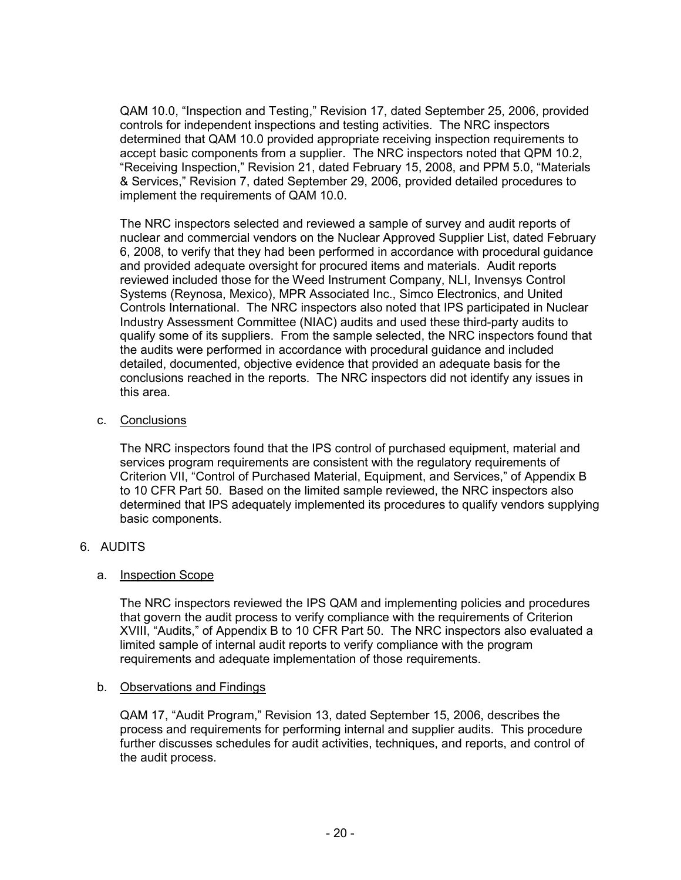QAM 10.0, "Inspection and Testing," Revision 17, dated September 25, 2006, provided controls for independent inspections and testing activities. The NRC inspectors determined that QAM 10.0 provided appropriate receiving inspection requirements to accept basic components from a supplier. The NRC inspectors noted that QPM 10.2, "Receiving Inspection," Revision 21, dated February 15, 2008, and PPM 5.0, "Materials & Services," Revision 7, dated September 29, 2006, provided detailed procedures to implement the requirements of QAM 10.0.

The NRC inspectors selected and reviewed a sample of survey and audit reports of nuclear and commercial vendors on the Nuclear Approved Supplier List, dated February 6, 2008, to verify that they had been performed in accordance with procedural guidance and provided adequate oversight for procured items and materials. Audit reports reviewed included those for the Weed Instrument Company, NLI, Invensys Control Systems (Reynosa, Mexico), MPR Associated Inc., Simco Electronics, and United Controls International. The NRC inspectors also noted that IPS participated in Nuclear Industry Assessment Committee (NIAC) audits and used these third-party audits to qualify some of its suppliers. From the sample selected, the NRC inspectors found that the audits were performed in accordance with procedural guidance and included detailed, documented, objective evidence that provided an adequate basis for the conclusions reached in the reports. The NRC inspectors did not identify any issues in this area.

c. Conclusions

The NRC inspectors found that the IPS control of purchased equipment, material and services program requirements are consistent with the regulatory requirements of Criterion VII, "Control of Purchased Material, Equipment, and Services," of Appendix B to 10 CFR Part 50. Based on the limited sample reviewed, the NRC inspectors also determined that IPS adequately implemented its procedures to qualify vendors supplying basic components.

## 6. AUDITS

a. Inspection Scope

The NRC inspectors reviewed the IPS QAM and implementing policies and procedures that govern the audit process to verify compliance with the requirements of Criterion XVIII, "Audits," of Appendix B to 10 CFR Part 50. The NRC inspectors also evaluated a limited sample of internal audit reports to verify compliance with the program requirements and adequate implementation of those requirements.

b. Observations and Findings

QAM 17, "Audit Program," Revision 13, dated September 15, 2006, describes the process and requirements for performing internal and supplier audits. This procedure further discusses schedules for audit activities, techniques, and reports, and control of the audit process.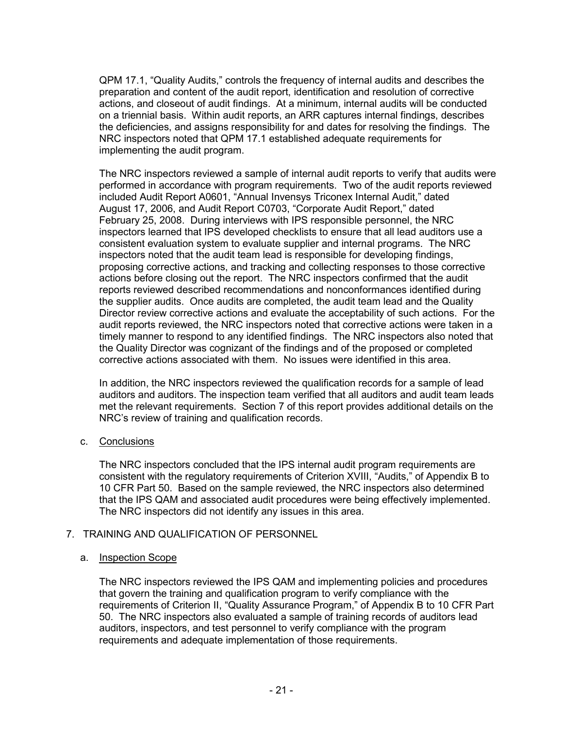QPM 17.1, "Quality Audits," controls the frequency of internal audits and describes the preparation and content of the audit report, identification and resolution of corrective actions, and closeout of audit findings. At a minimum, internal audits will be conducted on a triennial basis. Within audit reports, an ARR captures internal findings, describes the deficiencies, and assigns responsibility for and dates for resolving the findings. The NRC inspectors noted that QPM 17.1 established adequate requirements for implementing the audit program.

The NRC inspectors reviewed a sample of internal audit reports to verify that audits were performed in accordance with program requirements. Two of the audit reports reviewed included Audit Report A0601, "Annual Invensys Triconex Internal Audit," dated August 17, 2006, and Audit Report C0703, "Corporate Audit Report," dated February 25, 2008. During interviews with IPS responsible personnel, the NRC inspectors learned that IPS developed checklists to ensure that all lead auditors use a consistent evaluation system to evaluate supplier and internal programs. The NRC inspectors noted that the audit team lead is responsible for developing findings, proposing corrective actions, and tracking and collecting responses to those corrective actions before closing out the report. The NRC inspectors confirmed that the audit reports reviewed described recommendations and nonconformances identified during the supplier audits. Once audits are completed, the audit team lead and the Quality Director review corrective actions and evaluate the acceptability of such actions. For the audit reports reviewed, the NRC inspectors noted that corrective actions were taken in a timely manner to respond to any identified findings. The NRC inspectors also noted that the Quality Director was cognizant of the findings and of the proposed or completed corrective actions associated with them. No issues were identified in this area.

In addition, the NRC inspectors reviewed the qualification records for a sample of lead auditors and auditors. The inspection team verified that all auditors and audit team leads met the relevant requirements. Section 7 of this report provides additional details on the NRC's review of training and qualification records.

c. Conclusions

The NRC inspectors concluded that the IPS internal audit program requirements are consistent with the regulatory requirements of Criterion XVIII, "Audits," of Appendix B to 10 CFR Part 50. Based on the sample reviewed, the NRC inspectors also determined that the IPS QAM and associated audit procedures were being effectively implemented. The NRC inspectors did not identify any issues in this area.

## 7. TRAINING AND QUALIFICATION OF PERSONNEL

a. Inspection Scope

The NRC inspectors reviewed the IPS QAM and implementing policies and procedures that govern the training and qualification program to verify compliance with the requirements of Criterion II, "Quality Assurance Program," of Appendix B to 10 CFR Part 50. The NRC inspectors also evaluated a sample of training records of auditors lead auditors, inspectors, and test personnel to verify compliance with the program requirements and adequate implementation of those requirements.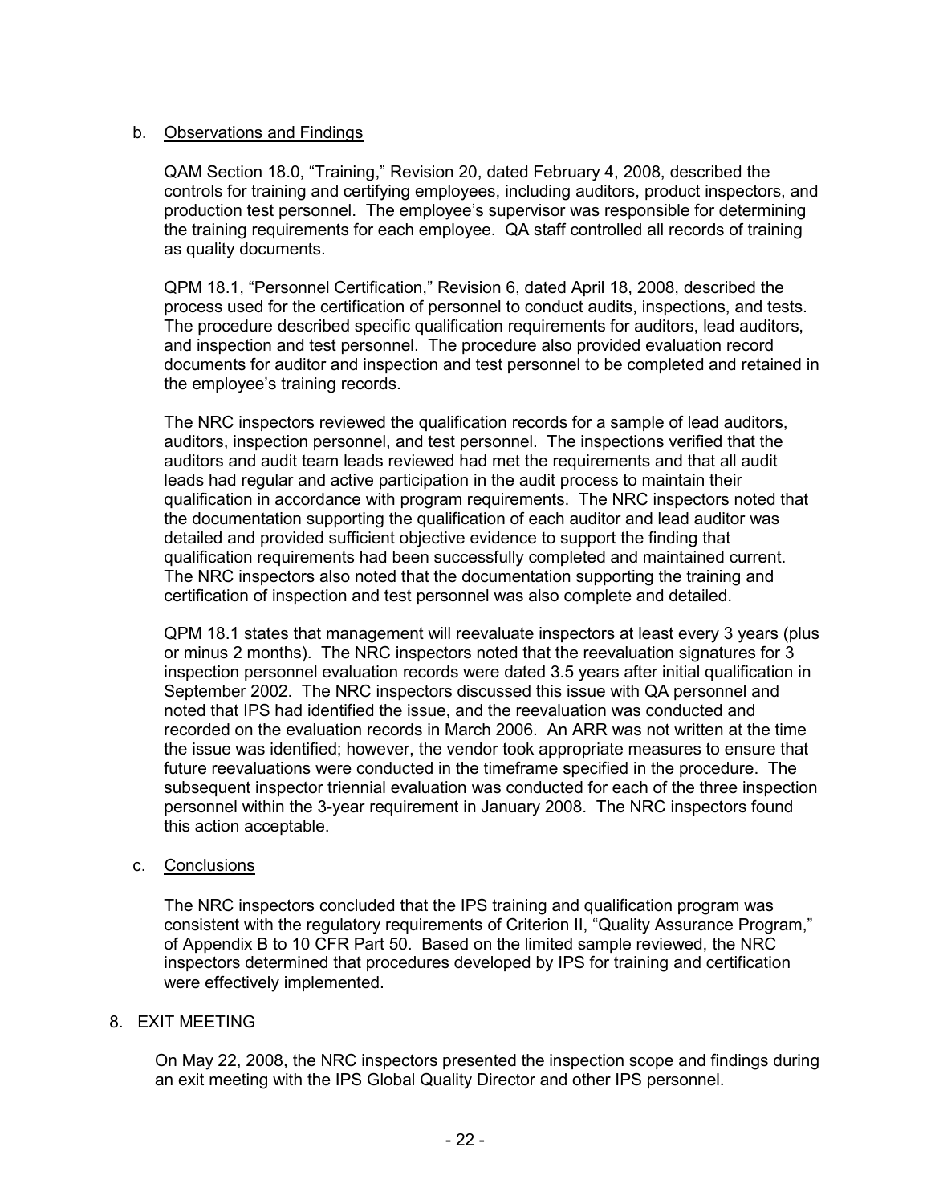b. Observations and Findings

QAM Section 18.0, "Training," Revision 20, dated February 4, 2008, described the controls for training and certifying employees, including auditors, product inspectors, and production test personnel. The employee's supervisor was responsible for determining the training requirements for each employee. QA staff controlled all records of training as quality documents.

QPM 18.1, "Personnel Certification," Revision 6, dated April 18, 2008, described the process used for the certification of personnel to conduct audits, inspections, and tests. The procedure described specific qualification requirements for auditors, lead auditors, and inspection and test personnel. The procedure also provided evaluation record documents for auditor and inspection and test personnel to be completed and retained in the employee's training records.

The NRC inspectors reviewed the qualification records for a sample of lead auditors, auditors, inspection personnel, and test personnel. The inspections verified that the auditors and audit team leads reviewed had met the requirements and that all audit leads had regular and active participation in the audit process to maintain their qualification in accordance with program requirements. The NRC inspectors noted that the documentation supporting the qualification of each auditor and lead auditor was detailed and provided sufficient objective evidence to support the finding that qualification requirements had been successfully completed and maintained current. The NRC inspectors also noted that the documentation supporting the training and certification of inspection and test personnel was also complete and detailed.

QPM 18.1 states that management will reevaluate inspectors at least every 3 years (plus or minus 2 months). The NRC inspectors noted that the reevaluation signatures for 3 inspection personnel evaluation records were dated 3.5 years after initial qualification in September 2002. The NRC inspectors discussed this issue with QA personnel and noted that IPS had identified the issue, and the reevaluation was conducted and recorded on the evaluation records in March 2006. An ARR was not written at the time the issue was identified; however, the vendor took appropriate measures to ensure that future reevaluations were conducted in the timeframe specified in the procedure. The subsequent inspector triennial evaluation was conducted for each of the three inspection personnel within the 3-year requirement in January 2008. The NRC inspectors found this action acceptable.

c. Conclusions

The NRC inspectors concluded that the IPS training and qualification program was consistent with the regulatory requirements of Criterion II, "Quality Assurance Program," of Appendix B to 10 CFR Part 50. Based on the limited sample reviewed, the NRC inspectors determined that procedures developed by IPS for training and certification were effectively implemented.

8. EXIT MEETING

On May 22, 2008, the NRC inspectors presented the inspection scope and findings during an exit meeting with the IPS Global Quality Director and other IPS personnel.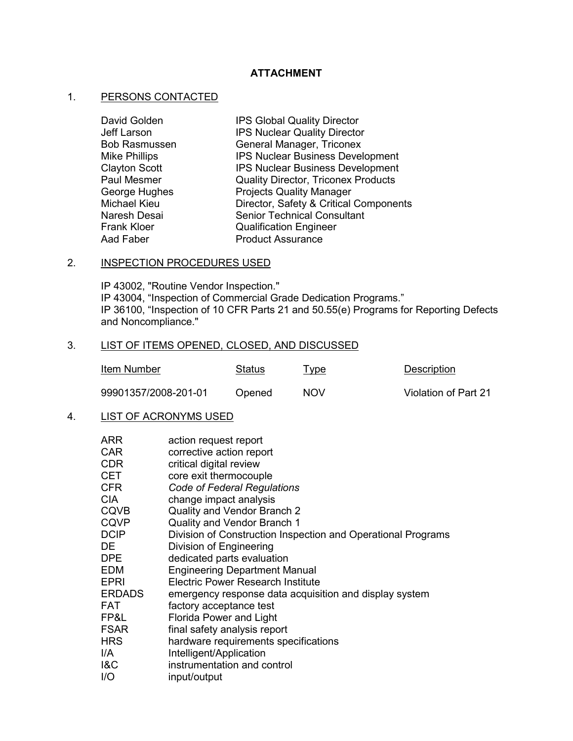**ATTACHMENT**

1. PERSONS CONTACTED

| | |
|---|---|
| David Golden | IPS Global Quality Director |
| Jeff Larson | IPS Nuclear Quality Director |
| Bob Rasmussen | General Manager, Triconex |
| Mike Phillips | IPS Nuclear Business Development |
| Clayton Scott | IPS Nuclear Business Development |
| Paul Mesmer | Quality Director, Triconex Products |
| George Hughes | Projects Quality Manager |
| Michael Kieu | Director, Safety & Critical Components |
| Naresh Desai | Senior Technical Consultant |
| Frank Kloer | Qualification Engineer |
| Aad Faber | Product Assurance |

2. INSPECTION PROCEDURES USED

IP 43002, "Routine Vendor Inspection."
IP 43004, "Inspection of Commercial Grade Dedication Programs."
IP 36100, "Inspection of 10 CFR Parts 21 and 50.55(e) Programs for Reporting Defects and Noncompliance."

3. LIST OF ITEMS OPENED, CLOSED, AND DISCUSSED

| Item Number | Status | Type | Description |
|---|---|---|---|
| 99901357/2008-201-01 | Opened | NOV | Violation of Part 21 |

4. LIST OF ACRONYMS USED

| | |
|---|---|
| ARR | action request report |
| CAR | corrective action report |
| CDR | critical digital review |
| CET | core exit thermocouple |
| CFR | *Code of Federal Regulations* |
| CIA | change impact analysis |
| CQVB | Quality and Vendor Branch 2 |
| CQVP | Quality and Vendor Branch 1 |
| DCIP | Division of Construction Inspection and Operational Programs |
| DE | Division of Engineering |
| DPE | dedicated parts evaluation |
| EDM | Engineering Department Manual |
| EPRI | Electric Power Research Institute |
| ERDADS | emergency response data acquisition and display system |
| FAT | factory acceptance test |
| FP&L | Florida Power and Light |
| FSAR | final safety analysis report |
| HRS | hardware requirements specifications |
| I/A | Intelligent/Application |
| I&C | instrumentation and control |
| I/O | input/output |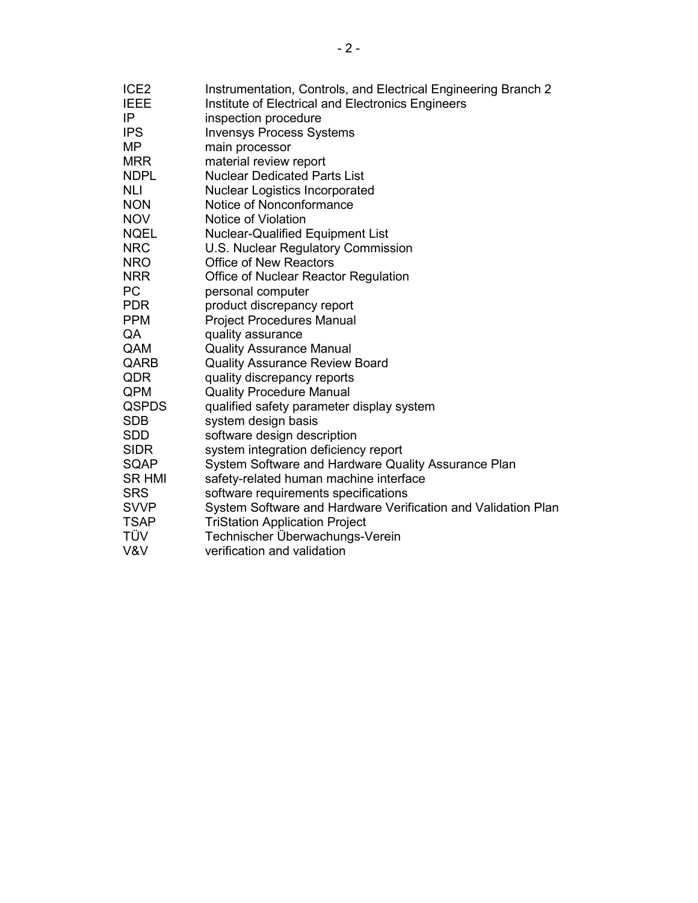| | |
|---|---|
| ICE2 | Instrumentation, Controls, and Electrical Engineering Branch 2 |
| IEEE | Institute of Electrical and Electronics Engineers |
| IP | inspection procedure |
| IPS | Invensys Process Systems |
| MP | main processor |
| MRR | material review report |
| NDPL | Nuclear Dedicated Parts List |
| NLI | Nuclear Logistics Incorporated |
| NON | Notice of Nonconformance |
| NOV | Notice of Violation |
| NQEL | Nuclear-Qualified Equipment List |
| NRC | U.S. Nuclear Regulatory Commission |
| NRO | Office of New Reactors |
| NRR | Office of Nuclear Reactor Regulation |
| PC | personal computer |
| PDR | product discrepancy report |
| PPM | Project Procedures Manual |
| QA | quality assurance |
| QAM | Quality Assurance Manual |
| QARB | Quality Assurance Review Board |
| QDR | quality discrepancy reports |
| QPM | Quality Procedure Manual |
| QSPDS | qualified safety parameter display system |
| SDB | system design basis |
| SDD | software design description |
| SIDR | system integration deficiency report |
| SQAP | System Software and Hardware Quality Assurance Plan |
| SR HMI | safety-related human machine interface |
| SRS | software requirements specifications |
| SVVP | System Software and Hardware Verification and Validation Plan |
| TSAP | TriStation Application Project |
| TÜV | Technischer Überwachungs-Verein |
| V&V | verification and validation |